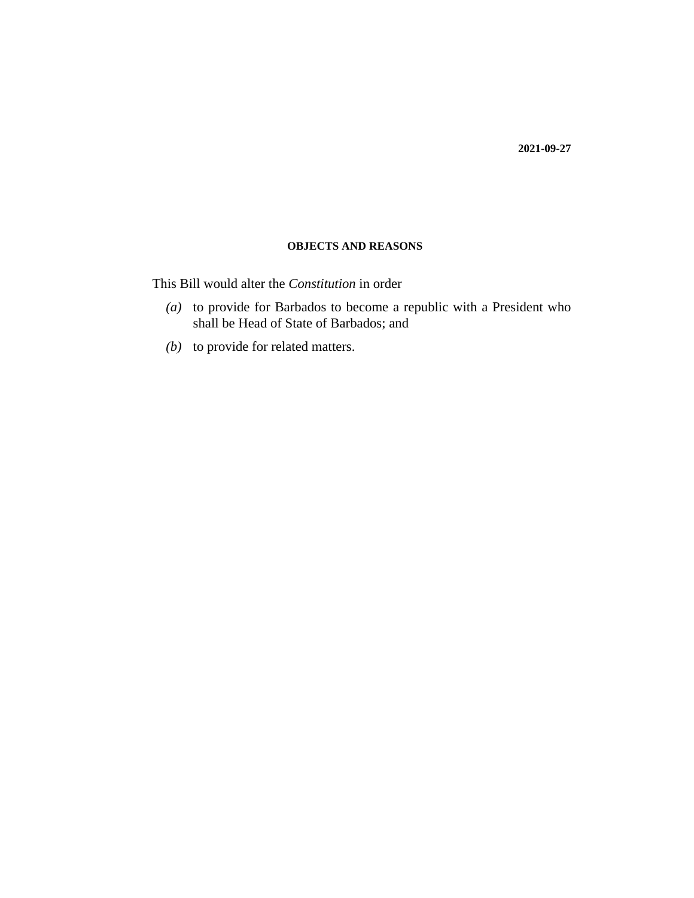**2021-09-27**

## OBJECTS AND REASONS

This Bill would alter the *Constitution* in order

*(a)* to provide for Barbados to become a republic with a President who shall be Head of State of Barbados; and

*(b)* to provide for related matters.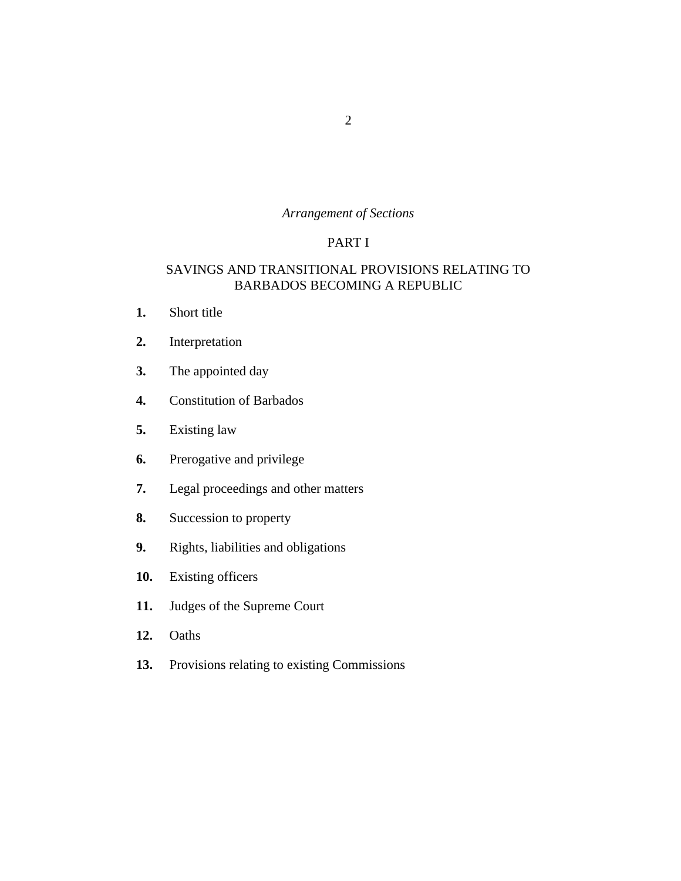*Arrangement of Sections*

## PART I

## SAVINGS AND TRANSITIONAL PROVISIONS RELATING TO BARBADOS BECOMING A REPUBLIC

**1.** Short title

**2.** Interpretation

**3.** The appointed day

**4.** Constitution of Barbados

**5.** Existing law

**6.** Prerogative and privilege

**7.** Legal proceedings and other matters

**8.** Succession to property

**9.** Rights, liabilities and obligations

**10.** Existing officers

**11.** Judges of the Supreme Court

**12.** Oaths

**13.** Provisions relating to existing Commissions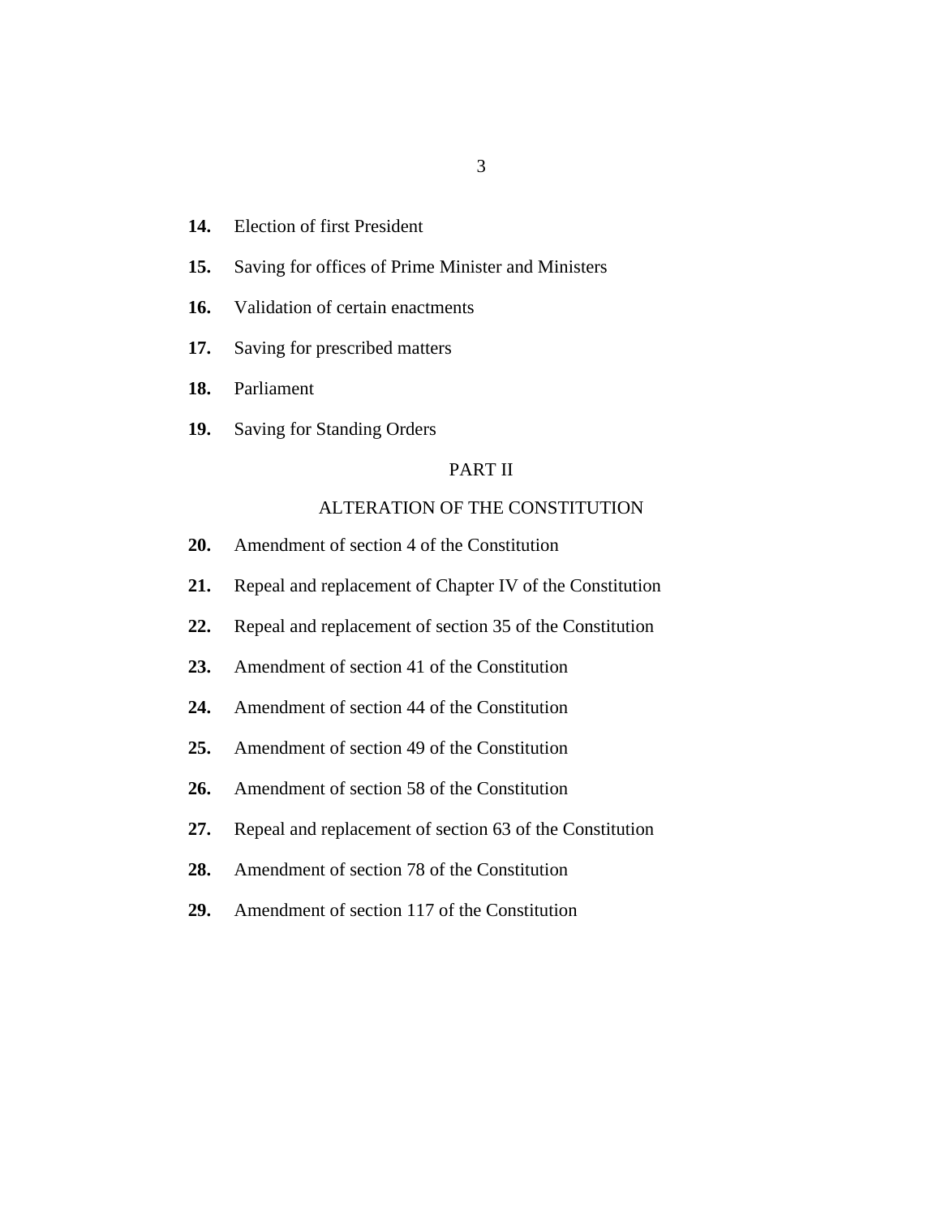**14.** Election of first President

**15.** Saving for offices of Prime Minister and Ministers

**16.** Validation of certain enactments

**17.** Saving for prescribed matters

**18.** Parliament

**19.** Saving for Standing Orders

## PART II

## ALTERATION OF THE CONSTITUTION

**20.** Amendment of section 4 of the Constitution

**21.** Repeal and replacement of Chapter IV of the Constitution

**22.** Repeal and replacement of section 35 of the Constitution

**23.** Amendment of section 41 of the Constitution

**24.** Amendment of section 44 of the Constitution

**25.** Amendment of section 49 of the Constitution

**26.** Amendment of section 58 of the Constitution

**27.** Repeal and replacement of section 63 of the Constitution

**28.** Amendment of section 78 of the Constitution

**29.** Amendment of section 117 of the Constitution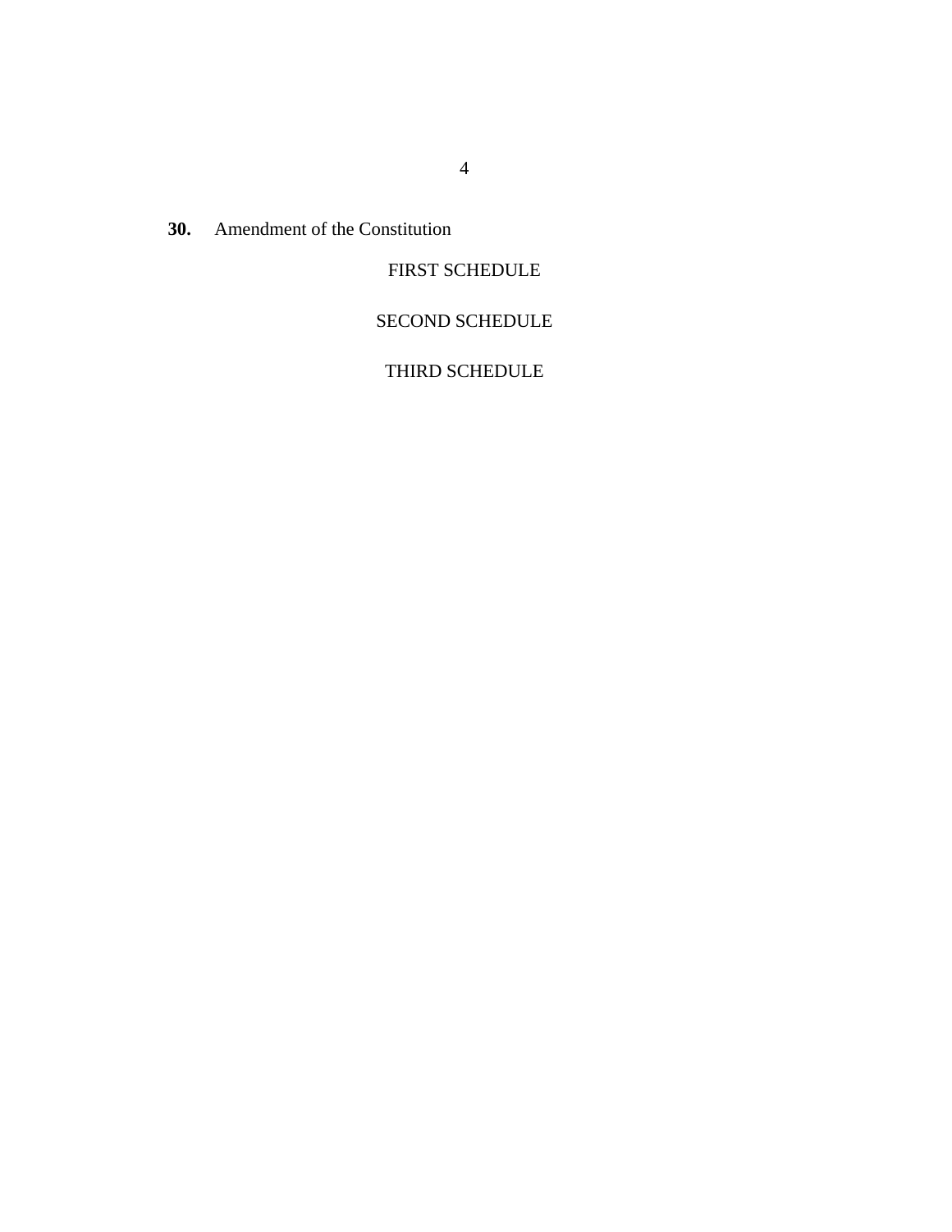**30.** Amendment of the Constitution

FIRST SCHEDULE

SECOND SCHEDULE

THIRD SCHEDULE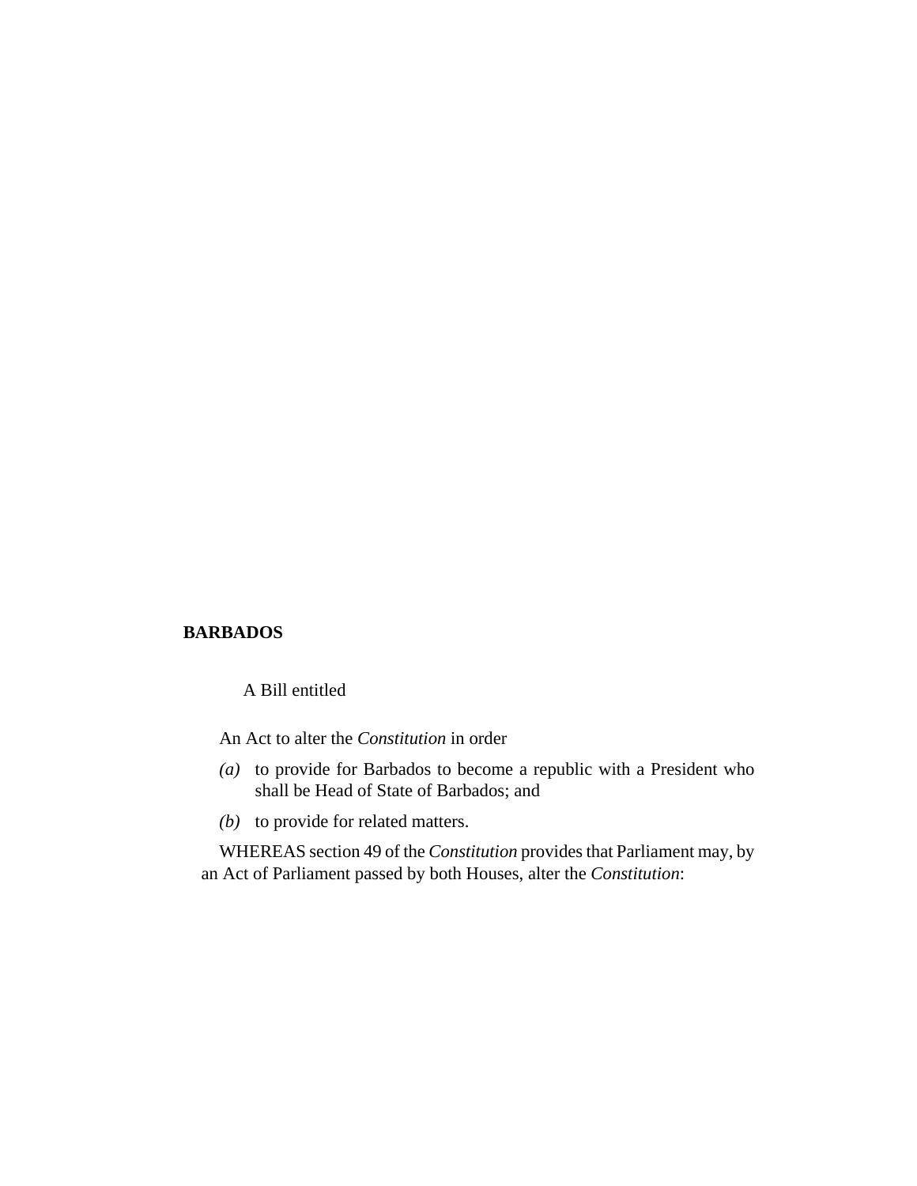**BARBADOS**

A Bill entitled

An Act to alter the *Constitution* in order

*(a)* to provide for Barbados to become a republic with a President who shall be Head of State of Barbados; and

*(b)* to provide for related matters.

WHEREAS section 49 of the *Constitution* provides that Parliament may, by an Act of Parliament passed by both Houses, alter the *Constitution*: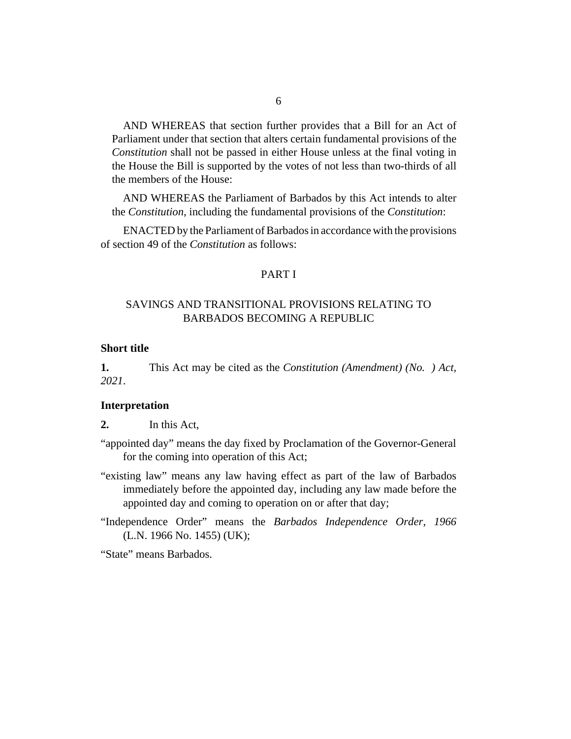AND WHEREAS that section further provides that a Bill for an Act of Parliament under that section that alters certain fundamental provisions of the *Constitution* shall not be passed in either House unless at the final voting in the House the Bill is supported by the votes of not less than two-thirds of all the members of the House:

AND WHEREAS the Parliament of Barbados by this Act intends to alter the *Constitution*, including the fundamental provisions of the *Constitution*:

ENACTED by the Parliament of Barbados in accordance with the provisions of section 49 of the *Constitution* as follows:

## PART I

## SAVINGS AND TRANSITIONAL PROVISIONS RELATING TO BARBADOS BECOMING A REPUBLIC

**Short title**

**1.** This Act may be cited as the *Constitution (Amendment) (No. ) Act, 2021*.

**Interpretation**

**2.** In this Act,

"appointed day" means the day fixed by Proclamation of the Governor-General for the coming into operation of this Act;

"existing law" means any law having effect as part of the law of Barbados immediately before the appointed day, including any law made before the appointed day and coming to operation on or after that day;

"Independence Order" means the *Barbados Independence Order, 1966* (L.N. 1966 No. 1455) (UK);

"State" means Barbados.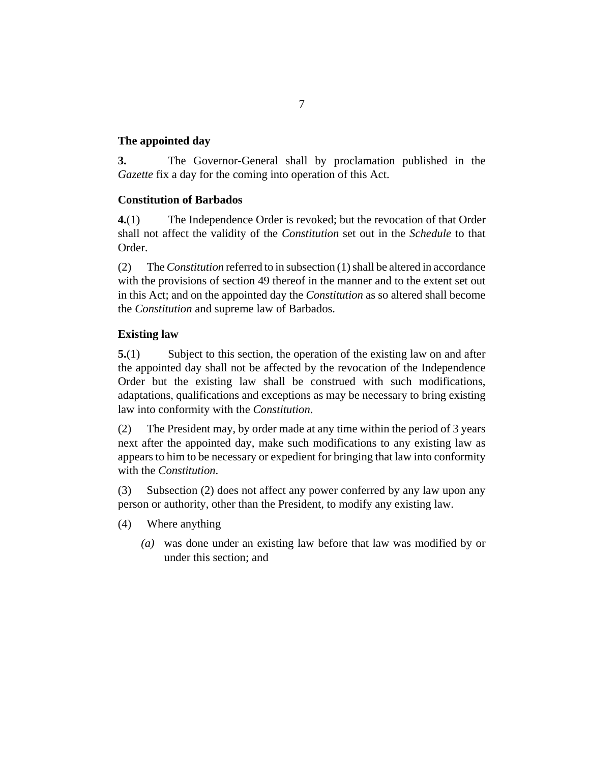**The appointed day**

**3.** The Governor-General shall by proclamation published in the *Gazette* fix a day for the coming into operation of this Act.

**Constitution of Barbados**

**4.**(1) The Independence Order is revoked; but the revocation of that Order shall not affect the validity of the *Constitution* set out in the *Schedule* to that Order.

(2) The *Constitution* referred to in subsection (1) shall be altered in accordance with the provisions of section 49 thereof in the manner and to the extent set out in this Act; and on the appointed day the *Constitution* as so altered shall become the *Constitution* and supreme law of Barbados.

**Existing law**

**5.**(1) Subject to this section, the operation of the existing law on and after the appointed day shall not be affected by the revocation of the Independence Order but the existing law shall be construed with such modifications, adaptations, qualifications and exceptions as may be necessary to bring existing law into conformity with the *Constitution*.

(2) The President may, by order made at any time within the period of 3 years next after the appointed day, make such modifications to any existing law as appears to him to be necessary or expedient for bringing that law into conformity with the *Constitution*.

(3) Subsection (2) does not affect any power conferred by any law upon any person or authority, other than the President, to modify any existing law.

(4) Where anything

*(a)* was done under an existing law before that law was modified by or under this section; and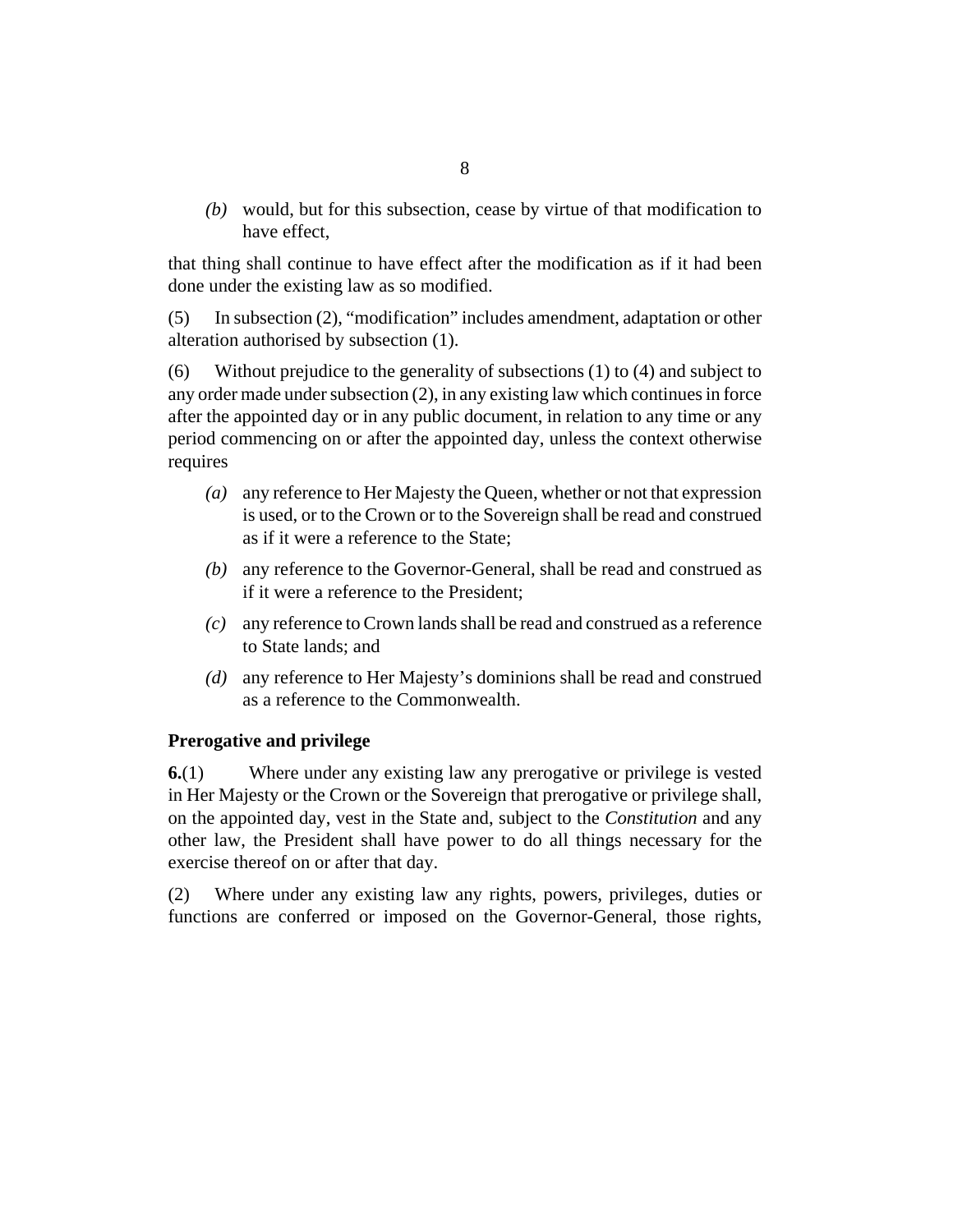*(b)* would, but for this subsection, cease by virtue of that modification to have effect,

that thing shall continue to have effect after the modification as if it had been done under the existing law as so modified.

(5) In subsection (2), "modification" includes amendment, adaptation or other alteration authorised by subsection (1).

(6) Without prejudice to the generality of subsections (1) to (4) and subject to any order made under subsection (2), in any existing law which continues in force after the appointed day or in any public document, in relation to any time or any period commencing on or after the appointed day, unless the context otherwise requires

*(a)* any reference to Her Majesty the Queen, whether or not that expression is used, or to the Crown or to the Sovereign shall be read and construed as if it were a reference to the State;

*(b)* any reference to the Governor-General, shall be read and construed as if it were a reference to the President;

*(c)* any reference to Crown lands shall be read and construed as a reference to State lands; and

*(d)* any reference to Her Majesty's dominions shall be read and construed as a reference to the Commonwealth.

**Prerogative and privilege**

**6.**(1) Where under any existing law any prerogative or privilege is vested in Her Majesty or the Crown or the Sovereign that prerogative or privilege shall, on the appointed day, vest in the State and, subject to the *Constitution* and any other law, the President shall have power to do all things necessary for the exercise thereof on or after that day.

(2) Where under any existing law any rights, powers, privileges, duties or functions are conferred or imposed on the Governor-General, those rights,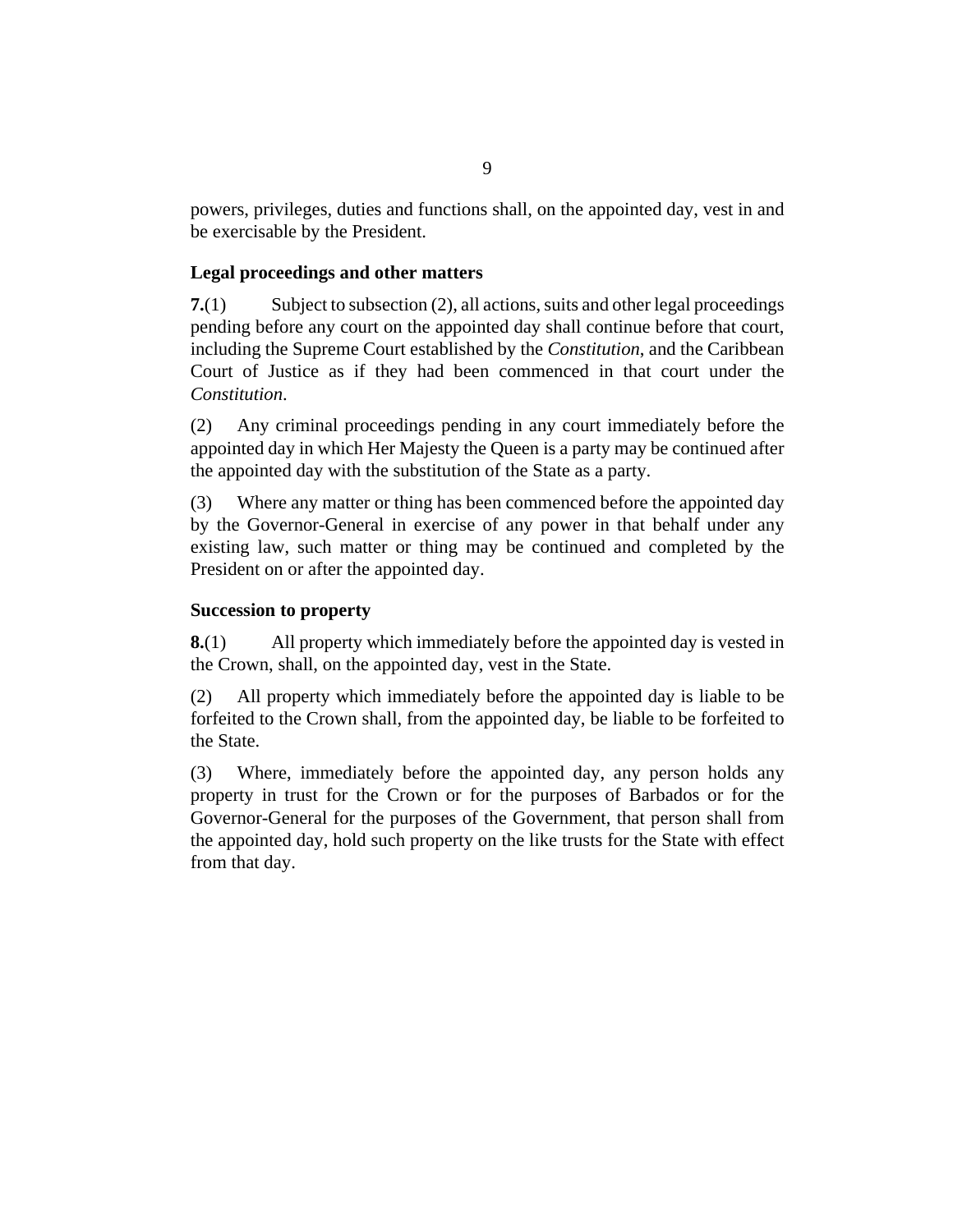powers, privileges, duties and functions shall, on the appointed day, vest in and be exercisable by the President.

### Legal proceedings and other matters

**7.**(1) Subject to subsection (2), all actions, suits and other legal proceedings pending before any court on the appointed day shall continue before that court, including the Supreme Court established by the *Constitution*, and the Caribbean Court of Justice as if they had been commenced in that court under the *Constitution*.

(2) Any criminal proceedings pending in any court immediately before the appointed day in which Her Majesty the Queen is a party may be continued after the appointed day with the substitution of the State as a party.

(3) Where any matter or thing has been commenced before the appointed day by the Governor-General in exercise of any power in that behalf under any existing law, such matter or thing may be continued and completed by the President on or after the appointed day.

### Succession to property

**8.**(1) All property which immediately before the appointed day is vested in the Crown, shall, on the appointed day, vest in the State.

(2) All property which immediately before the appointed day is liable to be forfeited to the Crown shall, from the appointed day, be liable to be forfeited to the State.

(3) Where, immediately before the appointed day, any person holds any property in trust for the Crown or for the purposes of Barbados or for the Governor-General for the purposes of the Government, that person shall from the appointed day, hold such property on the like trusts for the State with effect from that day.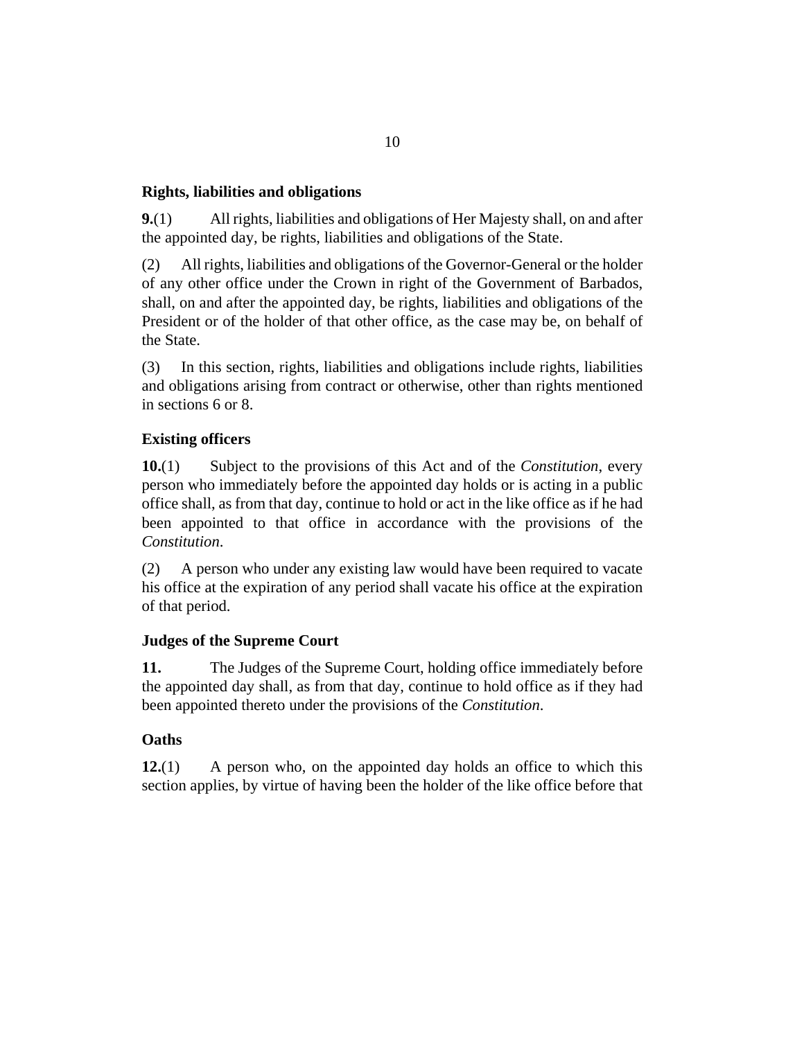**Rights, liabilities and obligations**

**9.**(1) All rights, liabilities and obligations of Her Majesty shall, on and after the appointed day, be rights, liabilities and obligations of the State.

(2) All rights, liabilities and obligations of the Governor-General or the holder of any other office under the Crown in right of the Government of Barbados, shall, on and after the appointed day, be rights, liabilities and obligations of the President or of the holder of that other office, as the case may be, on behalf of the State.

(3) In this section, rights, liabilities and obligations include rights, liabilities and obligations arising from contract or otherwise, other than rights mentioned in sections 6 or 8.

**Existing officers**

**10.**(1) Subject to the provisions of this Act and of the *Constitution*, every person who immediately before the appointed day holds or is acting in a public office shall, as from that day, continue to hold or act in the like office as if he had been appointed to that office in accordance with the provisions of the *Constitution*.

(2) A person who under any existing law would have been required to vacate his office at the expiration of any period shall vacate his office at the expiration of that period.

**Judges of the Supreme Court**

**11.** The Judges of the Supreme Court, holding office immediately before the appointed day shall, as from that day, continue to hold office as if they had been appointed thereto under the provisions of the *Constitution*.

**Oaths**

**12.**(1) A person who, on the appointed day holds an office to which this section applies, by virtue of having been the holder of the like office before that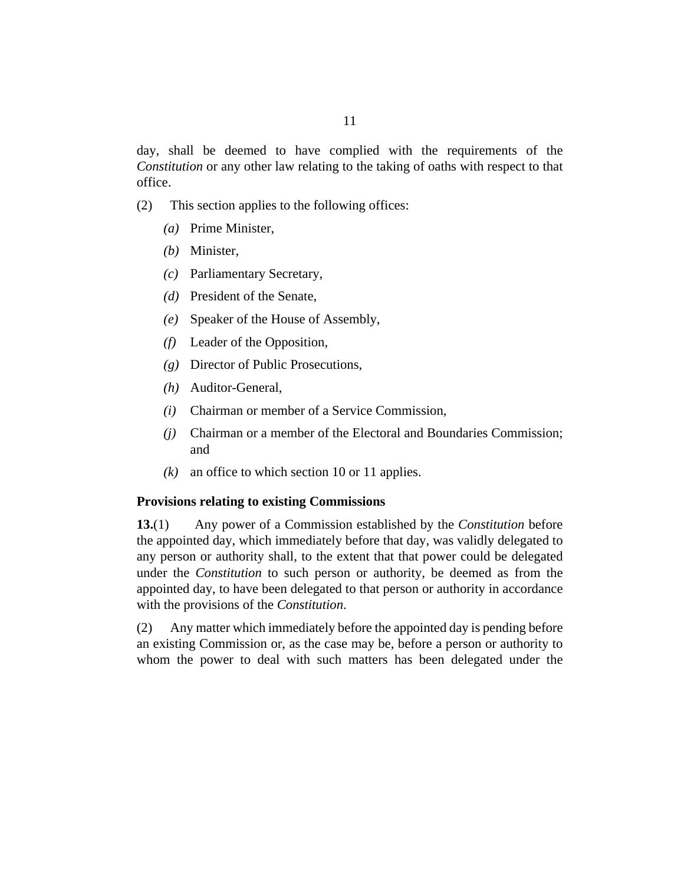day, shall be deemed to have complied with the requirements of the *Constitution* or any other law relating to the taking of oaths with respect to that office.

(2) This section applies to the following offices:

*(a)* Prime Minister,

*(b)* Minister,

*(c)* Parliamentary Secretary,

*(d)* President of the Senate,

*(e)* Speaker of the House of Assembly,

*(f)* Leader of the Opposition,

*(g)* Director of Public Prosecutions,

*(h)* Auditor-General,

*(i)* Chairman or member of a Service Commission,

*(j)* Chairman or a member of the Electoral and Boundaries Commission; and

*(k)* an office to which section 10 or 11 applies.

**Provisions relating to existing Commissions**

**13.**(1) Any power of a Commission established by the *Constitution* before the appointed day, which immediately before that day, was validly delegated to any person or authority shall, to the extent that that power could be delegated under the *Constitution* to such person or authority, be deemed as from the appointed day, to have been delegated to that person or authority in accordance with the provisions of the *Constitution*.

(2) Any matter which immediately before the appointed day is pending before an existing Commission or, as the case may be, before a person or authority to whom the power to deal with such matters has been delegated under the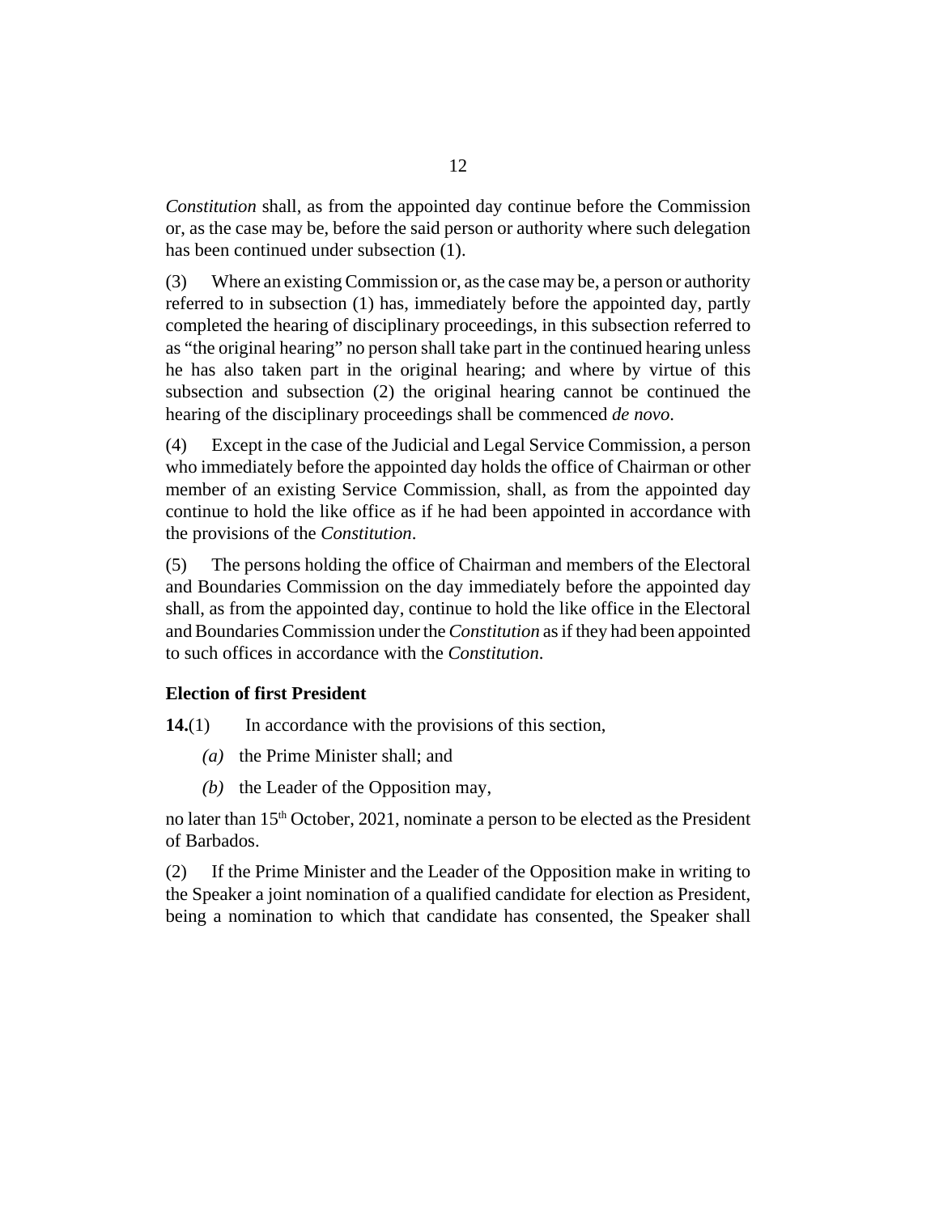*Constitution* shall, as from the appointed day continue before the Commission or, as the case may be, before the said person or authority where such delegation has been continued under subsection (1).

(3) Where an existing Commission or, as the case may be, a person or authority referred to in subsection (1) has, immediately before the appointed day, partly completed the hearing of disciplinary proceedings, in this subsection referred to as "the original hearing" no person shall take part in the continued hearing unless he has also taken part in the original hearing; and where by virtue of this subsection and subsection (2) the original hearing cannot be continued the hearing of the disciplinary proceedings shall be commenced *de novo*.

(4) Except in the case of the Judicial and Legal Service Commission, a person who immediately before the appointed day holds the office of Chairman or other member of an existing Service Commission, shall, as from the appointed day continue to hold the like office as if he had been appointed in accordance with the provisions of the *Constitution*.

(5) The persons holding the office of Chairman and members of the Electoral and Boundaries Commission on the day immediately before the appointed day shall, as from the appointed day, continue to hold the like office in the Electoral and Boundaries Commission under the *Constitution* as if they had been appointed to such offices in accordance with the *Constitution*.

**Election of first President**

**14.**(1) In accordance with the provisions of this section,

*(a)* the Prime Minister shall; and

*(b)* the Leader of the Opposition may,

no later than 15th October, 2021, nominate a person to be elected as the President of Barbados.

(2) If the Prime Minister and the Leader of the Opposition make in writing to the Speaker a joint nomination of a qualified candidate for election as President, being a nomination to which that candidate has consented, the Speaker shall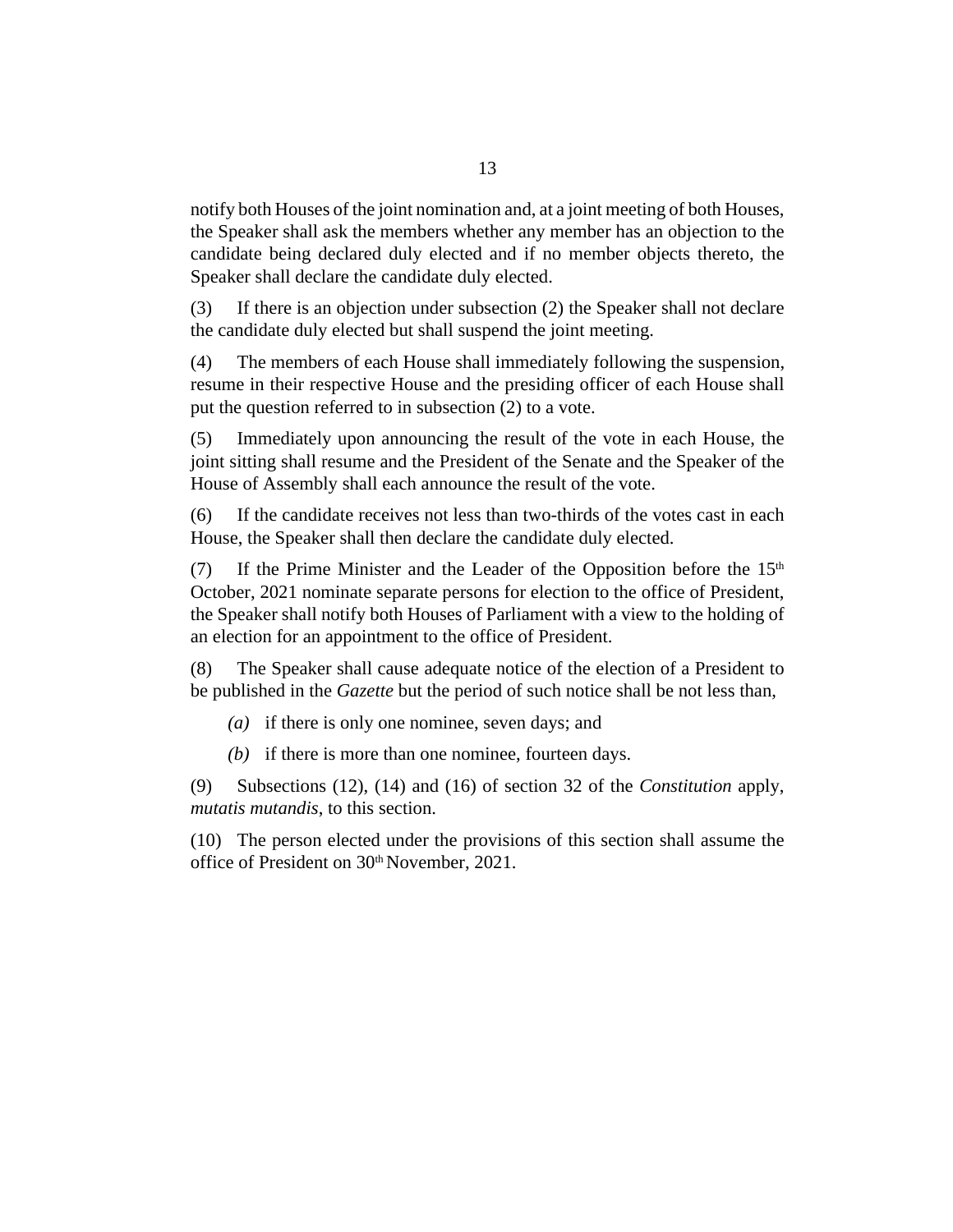notify both Houses of the joint nomination and, at a joint meeting of both Houses, the Speaker shall ask the members whether any member has an objection to the candidate being declared duly elected and if no member objects thereto, the Speaker shall declare the candidate duly elected.

(3) If there is an objection under subsection (2) the Speaker shall not declare the candidate duly elected but shall suspend the joint meeting.

(4) The members of each House shall immediately following the suspension, resume in their respective House and the presiding officer of each House shall put the question referred to in subsection (2) to a vote.

(5) Immediately upon announcing the result of the vote in each House, the joint sitting shall resume and the President of the Senate and the Speaker of the House of Assembly shall each announce the result of the vote.

(6) If the candidate receives not less than two-thirds of the votes cast in each House, the Speaker shall then declare the candidate duly elected.

(7) If the Prime Minister and the Leader of the Opposition before the 15th October, 2021 nominate separate persons for election to the office of President, the Speaker shall notify both Houses of Parliament with a view to the holding of an election for an appointment to the office of President.

(8) The Speaker shall cause adequate notice of the election of a President to be published in the *Gazette* but the period of such notice shall be not less than,

*(a)* if there is only one nominee, seven days; and

*(b)* if there is more than one nominee, fourteen days.

(9) Subsections (12), (14) and (16) of section 32 of the *Constitution* apply, *mutatis mutandis*, to this section.

(10) The person elected under the provisions of this section shall assume the office of President on 30th November, 2021.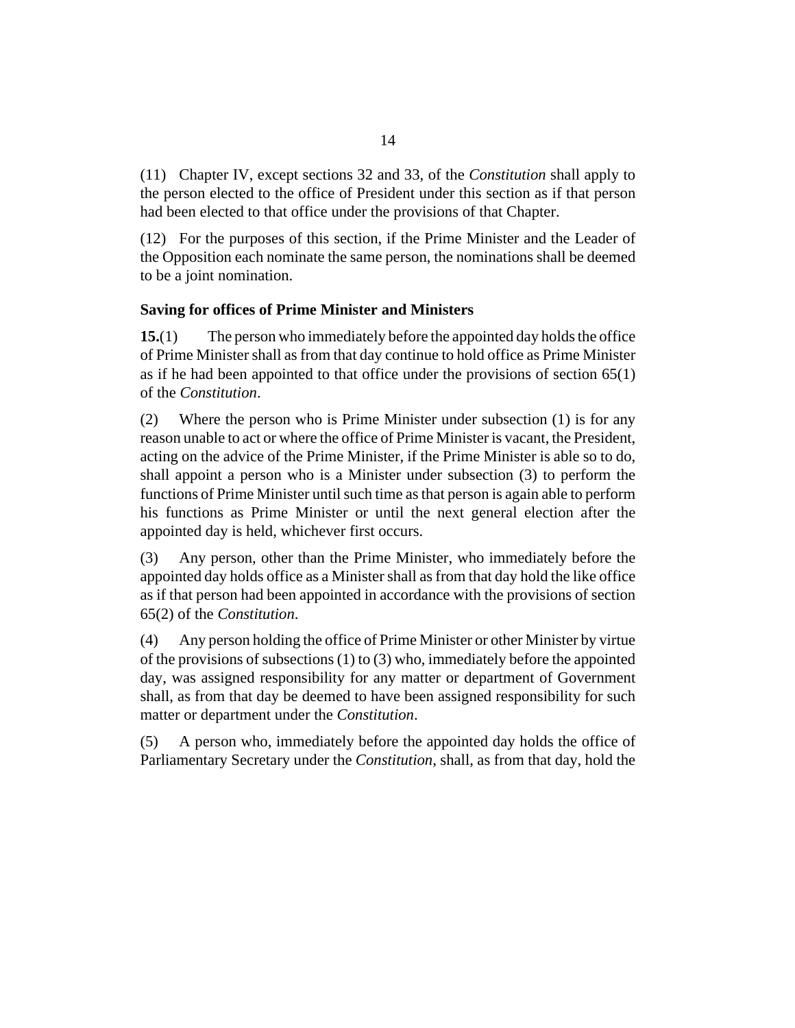(11) Chapter IV, except sections 32 and 33, of the *Constitution* shall apply to the person elected to the office of President under this section as if that person had been elected to that office under the provisions of that Chapter.

(12) For the purposes of this section, if the Prime Minister and the Leader of the Opposition each nominate the same person, the nominations shall be deemed to be a joint nomination.

**Saving for offices of Prime Minister and Ministers**

**15.**(1) The person who immediately before the appointed day holds the office of Prime Minister shall as from that day continue to hold office as Prime Minister as if he had been appointed to that office under the provisions of section 65(1) of the *Constitution*.

(2) Where the person who is Prime Minister under subsection (1) is for any reason unable to act or where the office of Prime Minister is vacant, the President, acting on the advice of the Prime Minister, if the Prime Minister is able so to do, shall appoint a person who is a Minister under subsection (3) to perform the functions of Prime Minister until such time as that person is again able to perform his functions as Prime Minister or until the next general election after the appointed day is held, whichever first occurs.

(3) Any person, other than the Prime Minister, who immediately before the appointed day holds office as a Minister shall as from that day hold the like office as if that person had been appointed in accordance with the provisions of section 65(2) of the *Constitution*.

(4) Any person holding the office of Prime Minister or other Minister by virtue of the provisions of subsections (1) to (3) who, immediately before the appointed day, was assigned responsibility for any matter or department of Government shall, as from that day be deemed to have been assigned responsibility for such matter or department under the *Constitution*.

(5) A person who, immediately before the appointed day holds the office of Parliamentary Secretary under the *Constitution*, shall, as from that day, hold the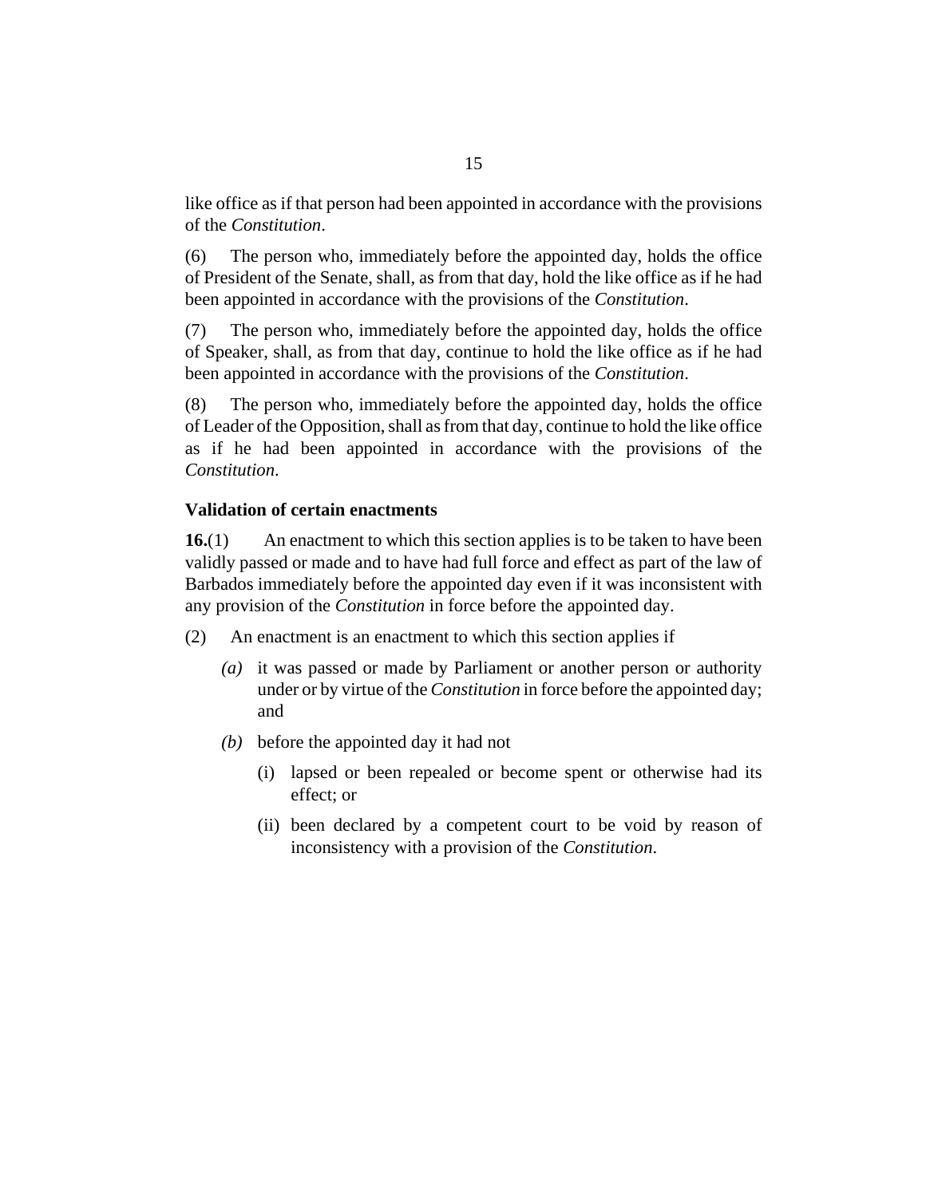like office as if that person had been appointed in accordance with the provisions of the *Constitution*.

(6) The person who, immediately before the appointed day, holds the office of President of the Senate, shall, as from that day, hold the like office as if he had been appointed in accordance with the provisions of the *Constitution*.

(7) The person who, immediately before the appointed day, holds the office of Speaker, shall, as from that day, continue to hold the like office as if he had been appointed in accordance with the provisions of the *Constitution*.

(8) The person who, immediately before the appointed day, holds the office of Leader of the Opposition, shall as from that day, continue to hold the like office as if he had been appointed in accordance with the provisions of the *Constitution*.

### Validation of certain enactments

**16.**(1) An enactment to which this section applies is to be taken to have been validly passed or made and to have had full force and effect as part of the law of Barbados immediately before the appointed day even if it was inconsistent with any provision of the *Constitution* in force before the appointed day.

(2) An enactment is an enactment to which this section applies if

*(a)* it was passed or made by Parliament or another person or authority under or by virtue of the *Constitution* in force before the appointed day; and

*(b)* before the appointed day it had not

(i) lapsed or been repealed or become spent or otherwise had its effect; or

(ii) been declared by a competent court to be void by reason of inconsistency with a provision of the *Constitution*.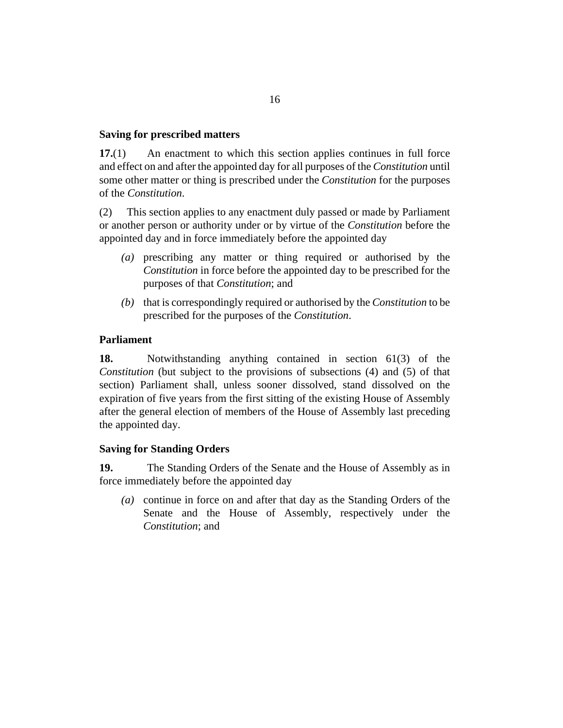### Saving for prescribed matters

**17.**(1) An enactment to which this section applies continues in full force and effect on and after the appointed day for all purposes of the *Constitution* until some other matter or thing is prescribed under the *Constitution* for the purposes of the *Constitution*.

(2) This section applies to any enactment duly passed or made by Parliament or another person or authority under or by virtue of the *Constitution* before the appointed day and in force immediately before the appointed day

*(a)* prescribing any matter or thing required or authorised by the *Constitution* in force before the appointed day to be prescribed for the purposes of that *Constitution*; and

*(b)* that is correspondingly required or authorised by the *Constitution* to be prescribed for the purposes of the *Constitution*.

### Parliament

**18.** Notwithstanding anything contained in section 61(3) of the *Constitution* (but subject to the provisions of subsections (4) and (5) of that section) Parliament shall, unless sooner dissolved, stand dissolved on the expiration of five years from the first sitting of the existing House of Assembly after the general election of members of the House of Assembly last preceding the appointed day.

### Saving for Standing Orders

**19.** The Standing Orders of the Senate and the House of Assembly as in force immediately before the appointed day

*(a)* continue in force on and after that day as the Standing Orders of the Senate and the House of Assembly, respectively under the *Constitution*; and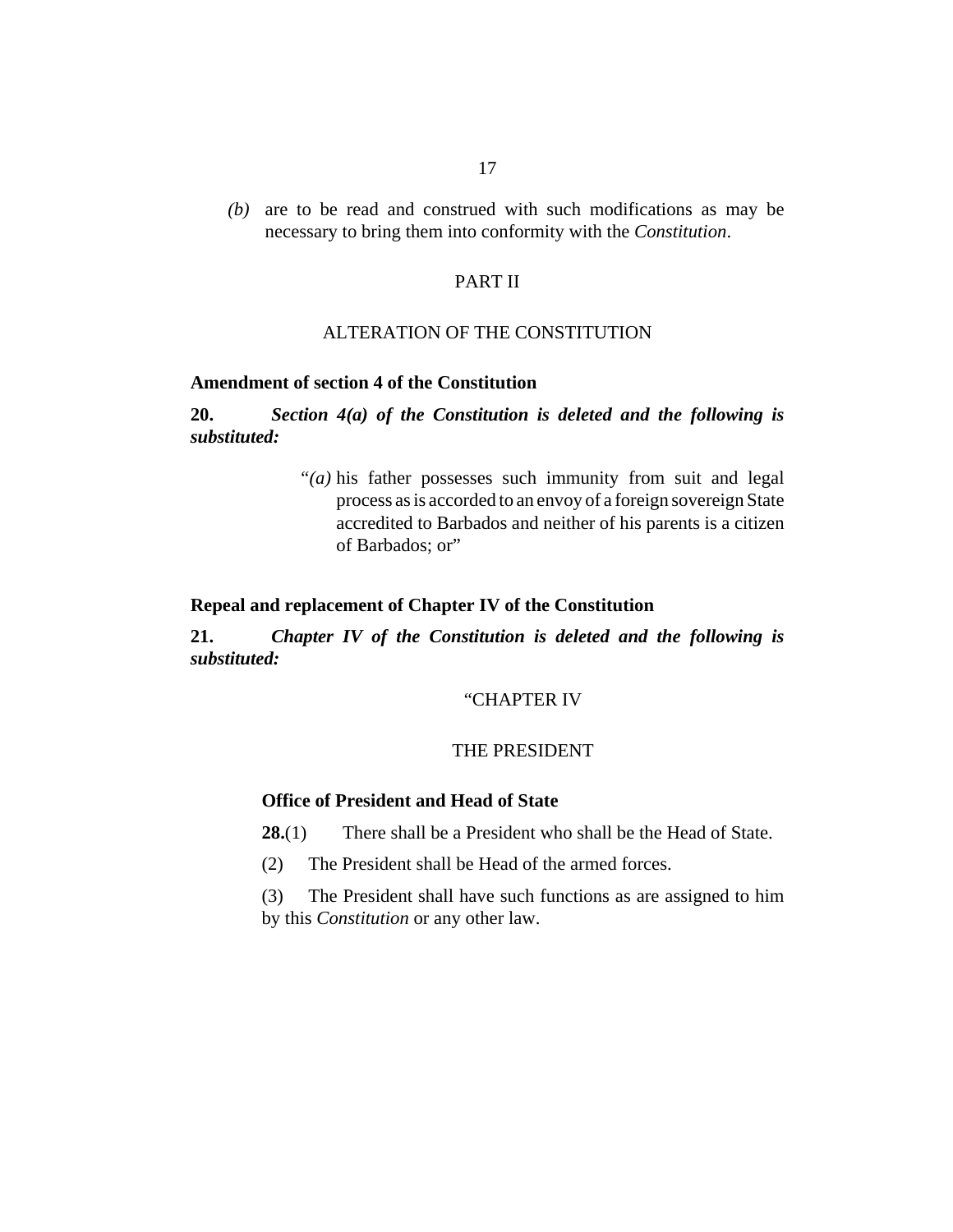*(b)* are to be read and construed with such modifications as may be necessary to bring them into conformity with the *Constitution*.

## PART II

## ALTERATION OF THE CONSTITUTION

**Amendment of section 4 of the Constitution**

**20.** ***Section 4(a) of the Constitution is deleted and the following is substituted:***

> "*(a)* his father possesses such immunity from suit and legal process as is accorded to an envoy of a foreign sovereign State accredited to Barbados and neither of his parents is a citizen of Barbados; or"

**Repeal and replacement of Chapter IV of the Constitution**

**21.** ***Chapter IV of the Constitution is deleted and the following is substituted:***

> "CHAPTER IV
>
> THE PRESIDENT
>
> **Office of President and Head of State**
>
> **28.**(1) There shall be a President who shall be the Head of State.
>
> (2) The President shall be Head of the armed forces.
>
> (3) The President shall have such functions as are assigned to him by this *Constitution* or any other law.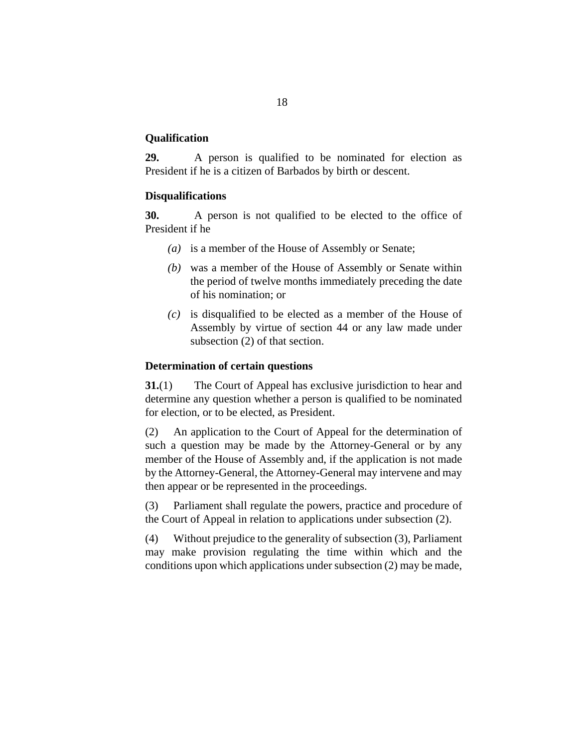**Qualification**

**29.** A person is qualified to be nominated for election as President if he is a citizen of Barbados by birth or descent.

**Disqualifications**

**30.** A person is not qualified to be elected to the office of President if he

*(a)* is a member of the House of Assembly or Senate;

*(b)* was a member of the House of Assembly or Senate within the period of twelve months immediately preceding the date of his nomination; or

*(c)* is disqualified to be elected as a member of the House of Assembly by virtue of section 44 or any law made under subsection (2) of that section.

**Determination of certain questions**

**31.**(1) The Court of Appeal has exclusive jurisdiction to hear and determine any question whether a person is qualified to be nominated for election, or to be elected, as President.

(2) An application to the Court of Appeal for the determination of such a question may be made by the Attorney-General or by any member of the House of Assembly and, if the application is not made by the Attorney-General, the Attorney-General may intervene and may then appear or be represented in the proceedings.

(3) Parliament shall regulate the powers, practice and procedure of the Court of Appeal in relation to applications under subsection (2).

(4) Without prejudice to the generality of subsection (3), Parliament may make provision regulating the time within which and the conditions upon which applications under subsection (2) may be made,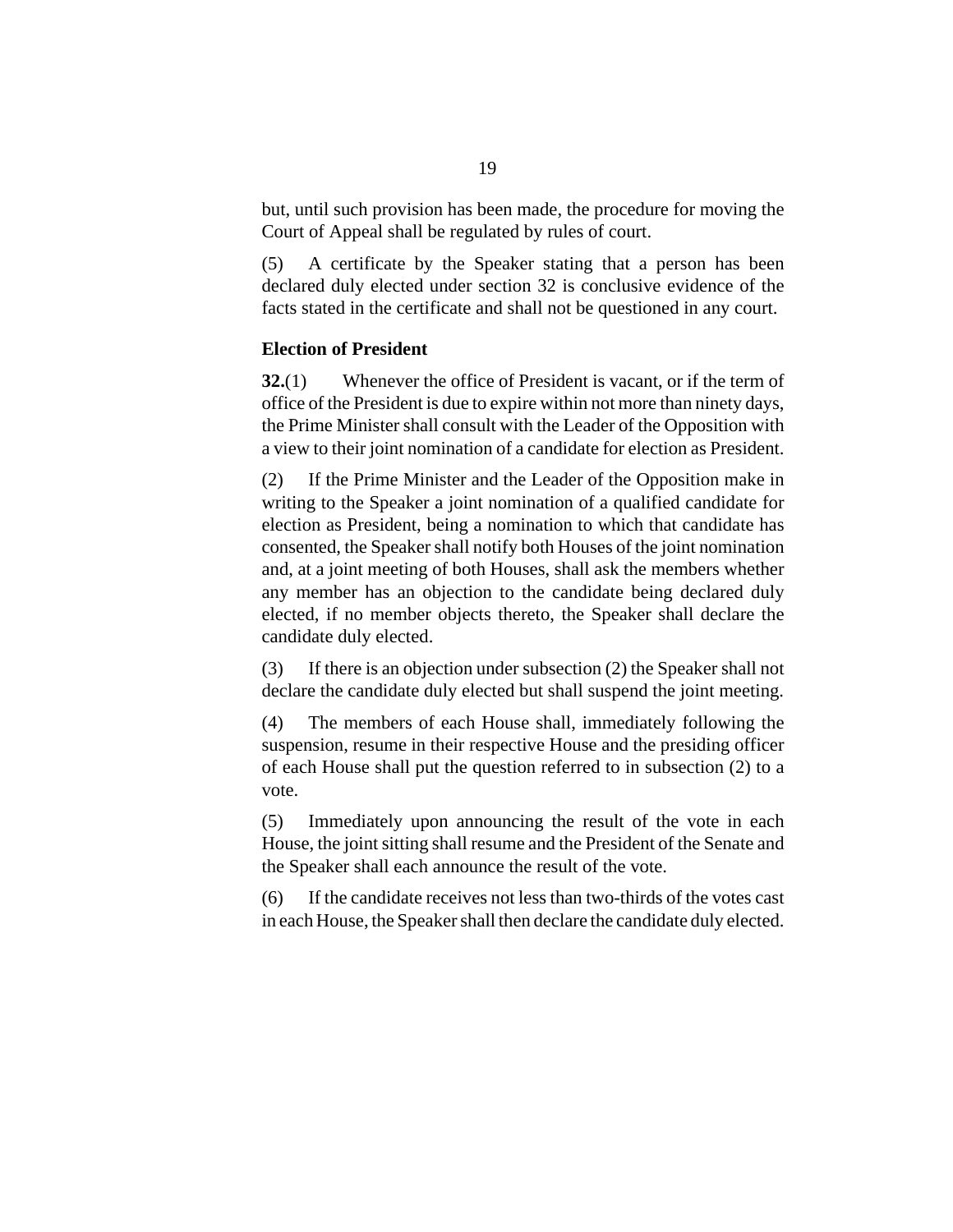but, until such provision has been made, the procedure for moving the Court of Appeal shall be regulated by rules of court.

(5) A certificate by the Speaker stating that a person has been declared duly elected under section 32 is conclusive evidence of the facts stated in the certificate and shall not be questioned in any court.

**Election of President**

**32.**(1) Whenever the office of President is vacant, or if the term of office of the President is due to expire within not more than ninety days, the Prime Minister shall consult with the Leader of the Opposition with a view to their joint nomination of a candidate for election as President.

(2) If the Prime Minister and the Leader of the Opposition make in writing to the Speaker a joint nomination of a qualified candidate for election as President, being a nomination to which that candidate has consented, the Speaker shall notify both Houses of the joint nomination and, at a joint meeting of both Houses, shall ask the members whether any member has an objection to the candidate being declared duly elected, if no member objects thereto, the Speaker shall declare the candidate duly elected.

(3) If there is an objection under subsection (2) the Speaker shall not declare the candidate duly elected but shall suspend the joint meeting.

(4) The members of each House shall, immediately following the suspension, resume in their respective House and the presiding officer of each House shall put the question referred to in subsection (2) to a vote.

(5) Immediately upon announcing the result of the vote in each House, the joint sitting shall resume and the President of the Senate and the Speaker shall each announce the result of the vote.

(6) If the candidate receives not less than two-thirds of the votes cast in each House, the Speaker shall then declare the candidate duly elected.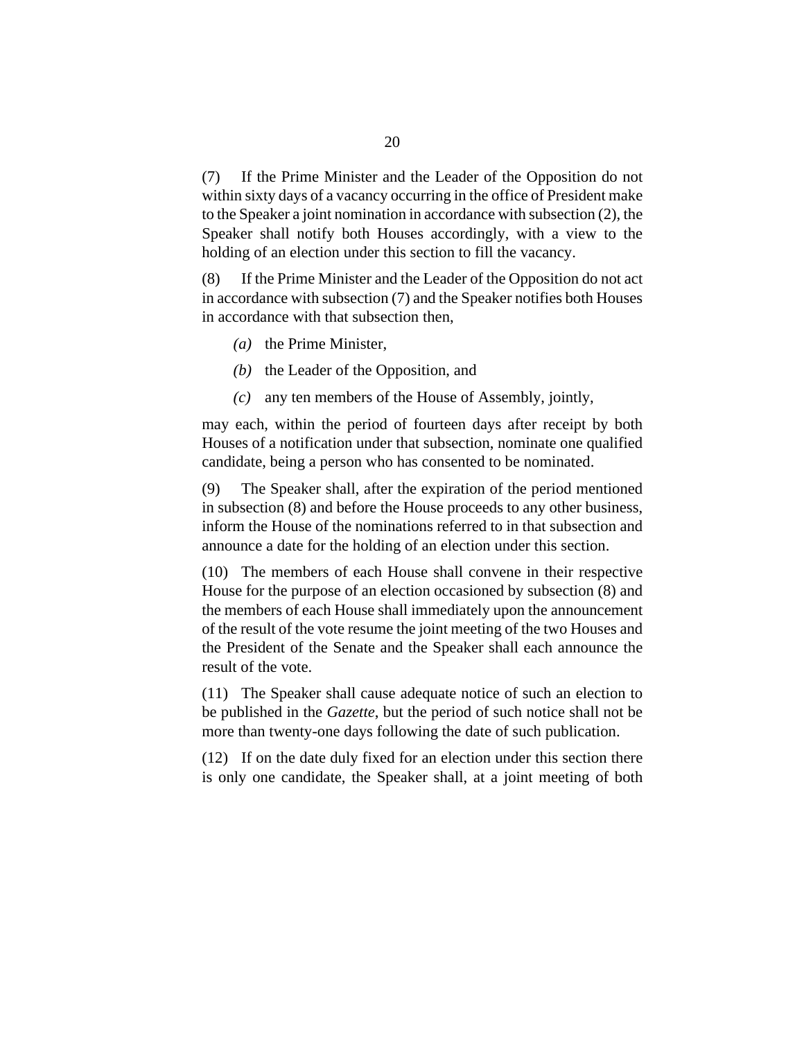(7) If the Prime Minister and the Leader of the Opposition do not within sixty days of a vacancy occurring in the office of President make to the Speaker a joint nomination in accordance with subsection (2), the Speaker shall notify both Houses accordingly, with a view to the holding of an election under this section to fill the vacancy.

(8) If the Prime Minister and the Leader of the Opposition do not act in accordance with subsection (7) and the Speaker notifies both Houses in accordance with that subsection then,

*(a)* the Prime Minister,

*(b)* the Leader of the Opposition, and

*(c)* any ten members of the House of Assembly, jointly,

may each, within the period of fourteen days after receipt by both Houses of a notification under that subsection, nominate one qualified candidate, being a person who has consented to be nominated.

(9) The Speaker shall, after the expiration of the period mentioned in subsection (8) and before the House proceeds to any other business, inform the House of the nominations referred to in that subsection and announce a date for the holding of an election under this section.

(10) The members of each House shall convene in their respective House for the purpose of an election occasioned by subsection (8) and the members of each House shall immediately upon the announcement of the result of the vote resume the joint meeting of the two Houses and the President of the Senate and the Speaker shall each announce the result of the vote.

(11) The Speaker shall cause adequate notice of such an election to be published in the *Gazette*, but the period of such notice shall not be more than twenty-one days following the date of such publication.

(12) If on the date duly fixed for an election under this section there is only one candidate, the Speaker shall, at a joint meeting of both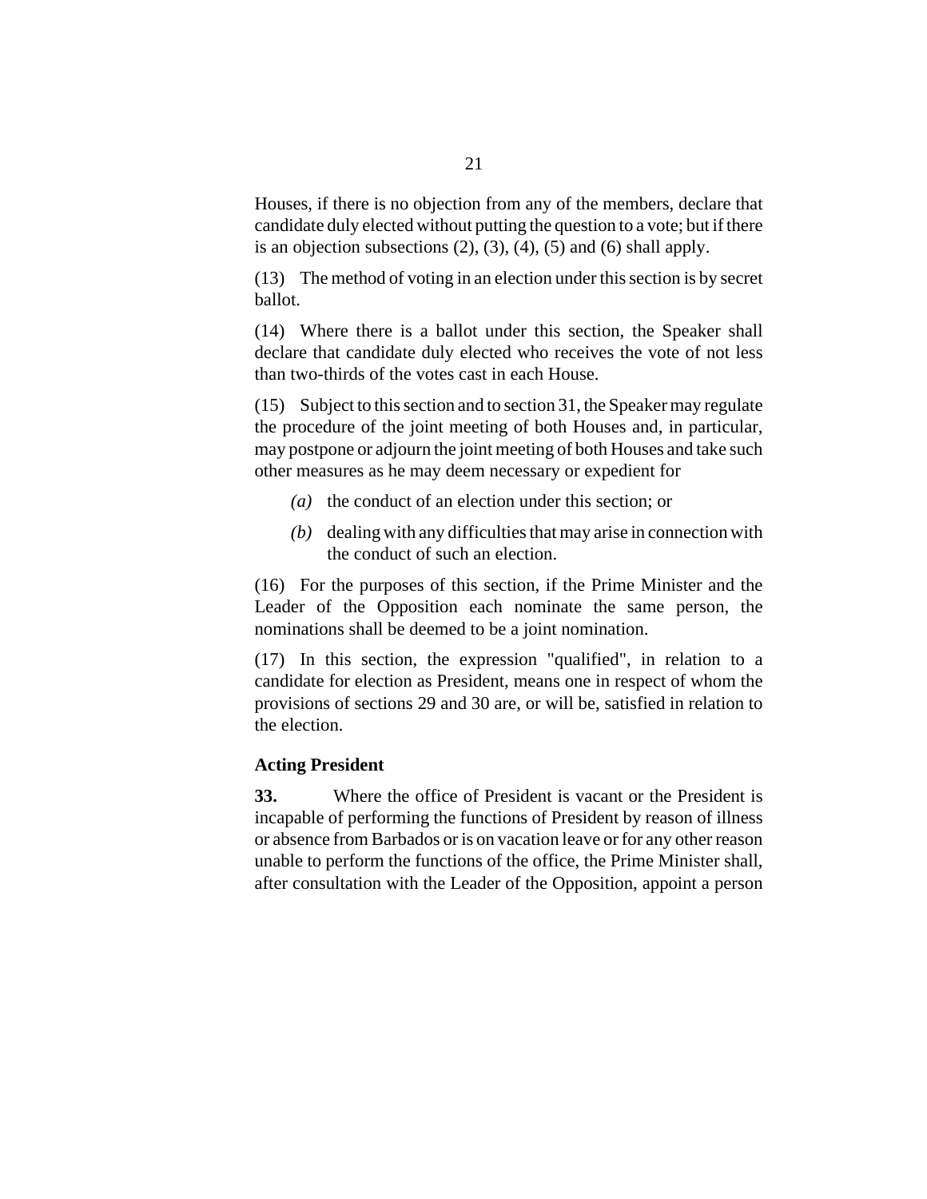Houses, if there is no objection from any of the members, declare that candidate duly elected without putting the question to a vote; but if there is an objection subsections (2), (3), (4), (5) and (6) shall apply.

(13) The method of voting in an election under this section is by secret ballot.

(14) Where there is a ballot under this section, the Speaker shall declare that candidate duly elected who receives the vote of not less than two-thirds of the votes cast in each House.

(15) Subject to this section and to section 31, the Speaker may regulate the procedure of the joint meeting of both Houses and, in particular, may postpone or adjourn the joint meeting of both Houses and take such other measures as he may deem necessary or expedient for

*(a)* the conduct of an election under this section; or

*(b)* dealing with any difficulties that may arise in connection with the conduct of such an election.

(16) For the purposes of this section, if the Prime Minister and the Leader of the Opposition each nominate the same person, the nominations shall be deemed to be a joint nomination.

(17) In this section, the expression "qualified", in relation to a candidate for election as President, means one in respect of whom the provisions of sections 29 and 30 are, or will be, satisfied in relation to the election.

**Acting President**

**33.** Where the office of President is vacant or the President is incapable of performing the functions of President by reason of illness or absence from Barbados or is on vacation leave or for any other reason unable to perform the functions of the office, the Prime Minister shall, after consultation with the Leader of the Opposition, appoint a person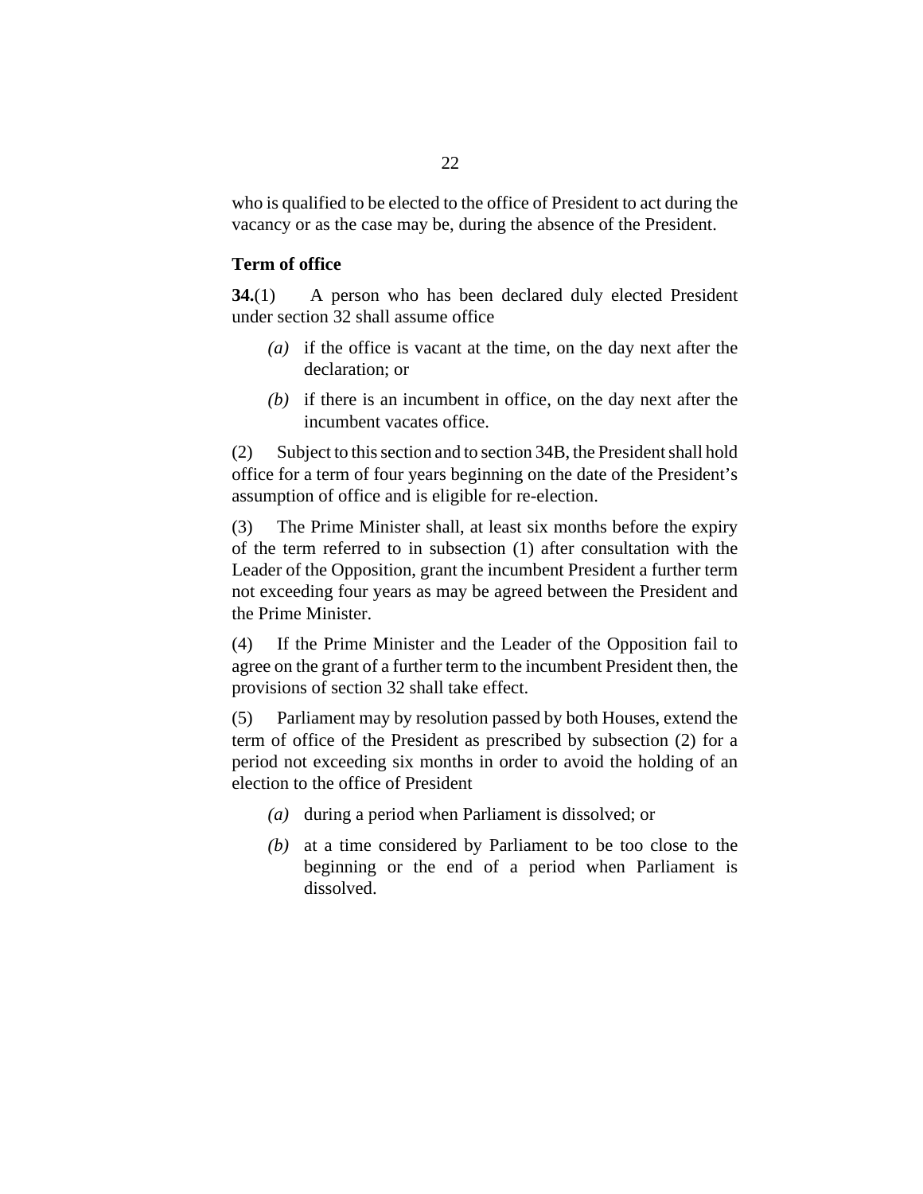who is qualified to be elected to the office of President to act during the vacancy or as the case may be, during the absence of the President.

### Term of office

**34.**(1) A person who has been declared duly elected President under section 32 shall assume office

*(a)* if the office is vacant at the time, on the day next after the declaration; or

*(b)* if there is an incumbent in office, on the day next after the incumbent vacates office.

(2) Subject to this section and to section 34B, the President shall hold office for a term of four years beginning on the date of the President's assumption of office and is eligible for re-election.

(3) The Prime Minister shall, at least six months before the expiry of the term referred to in subsection (1) after consultation with the Leader of the Opposition, grant the incumbent President a further term not exceeding four years as may be agreed between the President and the Prime Minister.

(4) If the Prime Minister and the Leader of the Opposition fail to agree on the grant of a further term to the incumbent President then, the provisions of section 32 shall take effect.

(5) Parliament may by resolution passed by both Houses, extend the term of office of the President as prescribed by subsection (2) for a period not exceeding six months in order to avoid the holding of an election to the office of President

*(a)* during a period when Parliament is dissolved; or

*(b)* at a time considered by Parliament to be too close to the beginning or the end of a period when Parliament is dissolved.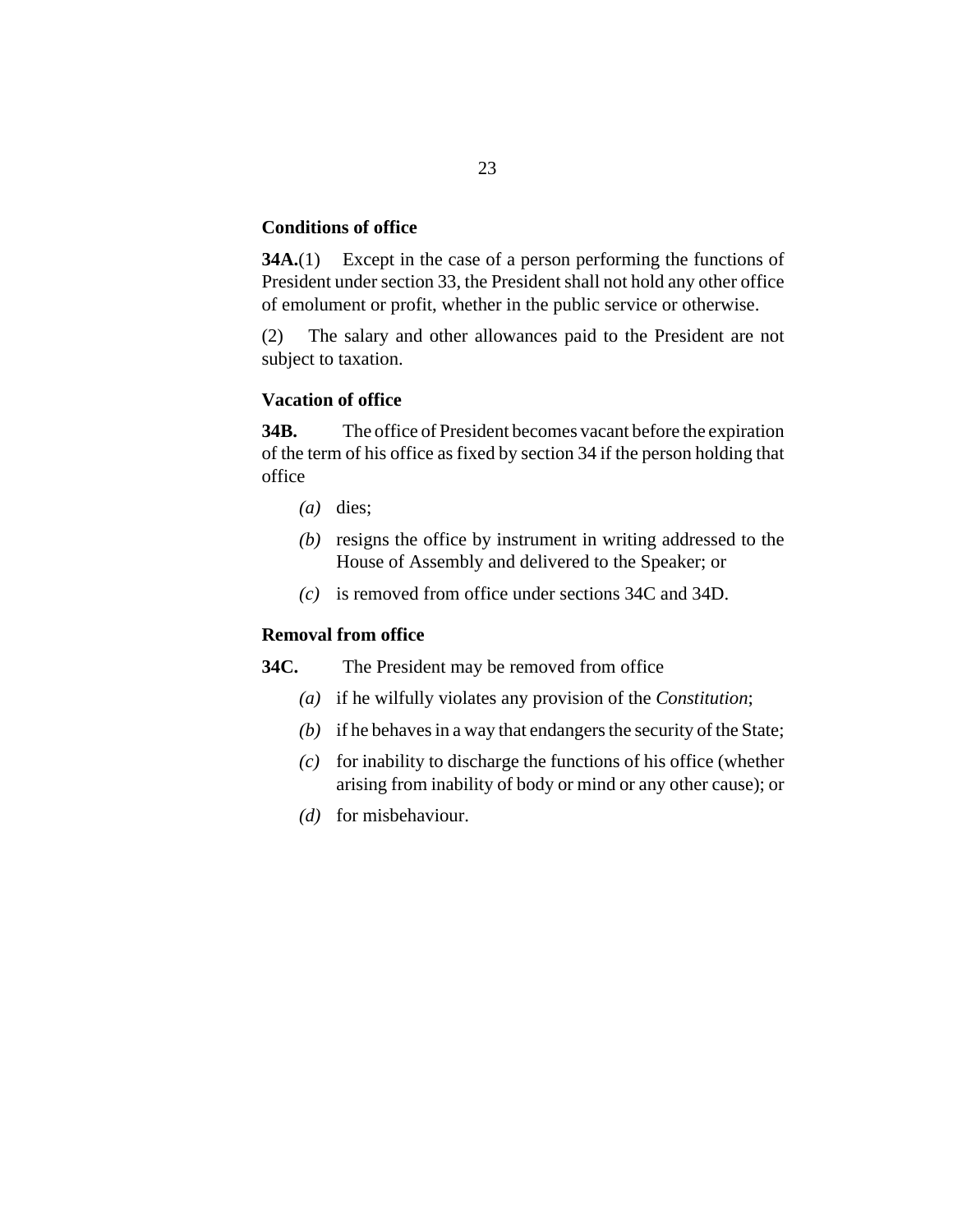### Conditions of office

**34A.**(1) Except in the case of a person performing the functions of President under section 33, the President shall not hold any other office of emolument or profit, whether in the public service or otherwise.

(2) The salary and other allowances paid to the President are not subject to taxation.

### Vacation of office

**34B.** The office of President becomes vacant before the expiration of the term of his office as fixed by section 34 if the person holding that office

*(a)* dies;

*(b)* resigns the office by instrument in writing addressed to the House of Assembly and delivered to the Speaker; or

*(c)* is removed from office under sections 34C and 34D.

### Removal from office

**34C.** The President may be removed from office

*(a)* if he wilfully violates any provision of the *Constitution*;

*(b)* if he behaves in a way that endangers the security of the State;

*(c)* for inability to discharge the functions of his office (whether arising from inability of body or mind or any other cause); or

*(d)* for misbehaviour.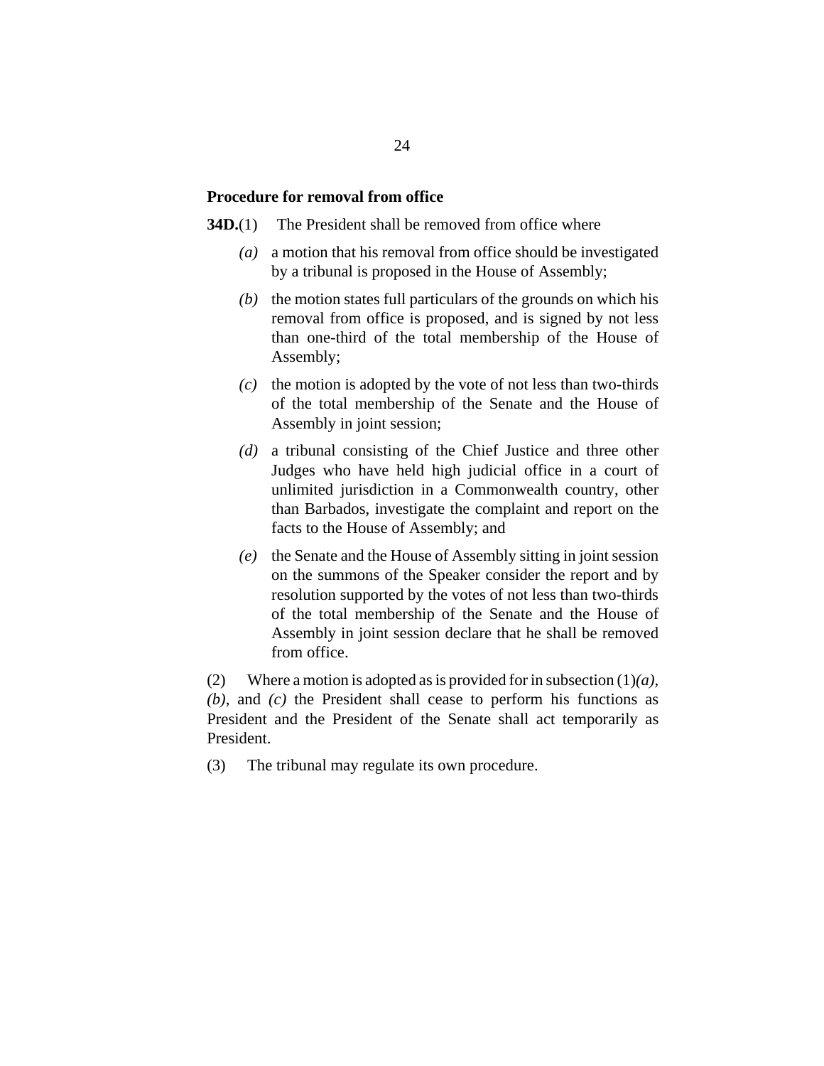**Procedure for removal from office**

**34D.**(1) The President shall be removed from office where

*(a)* a motion that his removal from office should be investigated by a tribunal is proposed in the House of Assembly;

*(b)* the motion states full particulars of the grounds on which his removal from office is proposed, and is signed by not less than one-third of the total membership of the House of Assembly;

*(c)* the motion is adopted by the vote of not less than two-thirds of the total membership of the Senate and the House of Assembly in joint session;

*(d)* a tribunal consisting of the Chief Justice and three other Judges who have held high judicial office in a court of unlimited jurisdiction in a Commonwealth country, other than Barbados, investigate the complaint and report on the facts to the House of Assembly; and

*(e)* the Senate and the House of Assembly sitting in joint session on the summons of the Speaker consider the report and by resolution supported by the votes of not less than two-thirds of the total membership of the Senate and the House of Assembly in joint session declare that he shall be removed from office.

(2) Where a motion is adopted as is provided for in subsection (1)*(a)*, *(b)*, and *(c)* the President shall cease to perform his functions as President and the President of the Senate shall act temporarily as President.

(3) The tribunal may regulate its own procedure.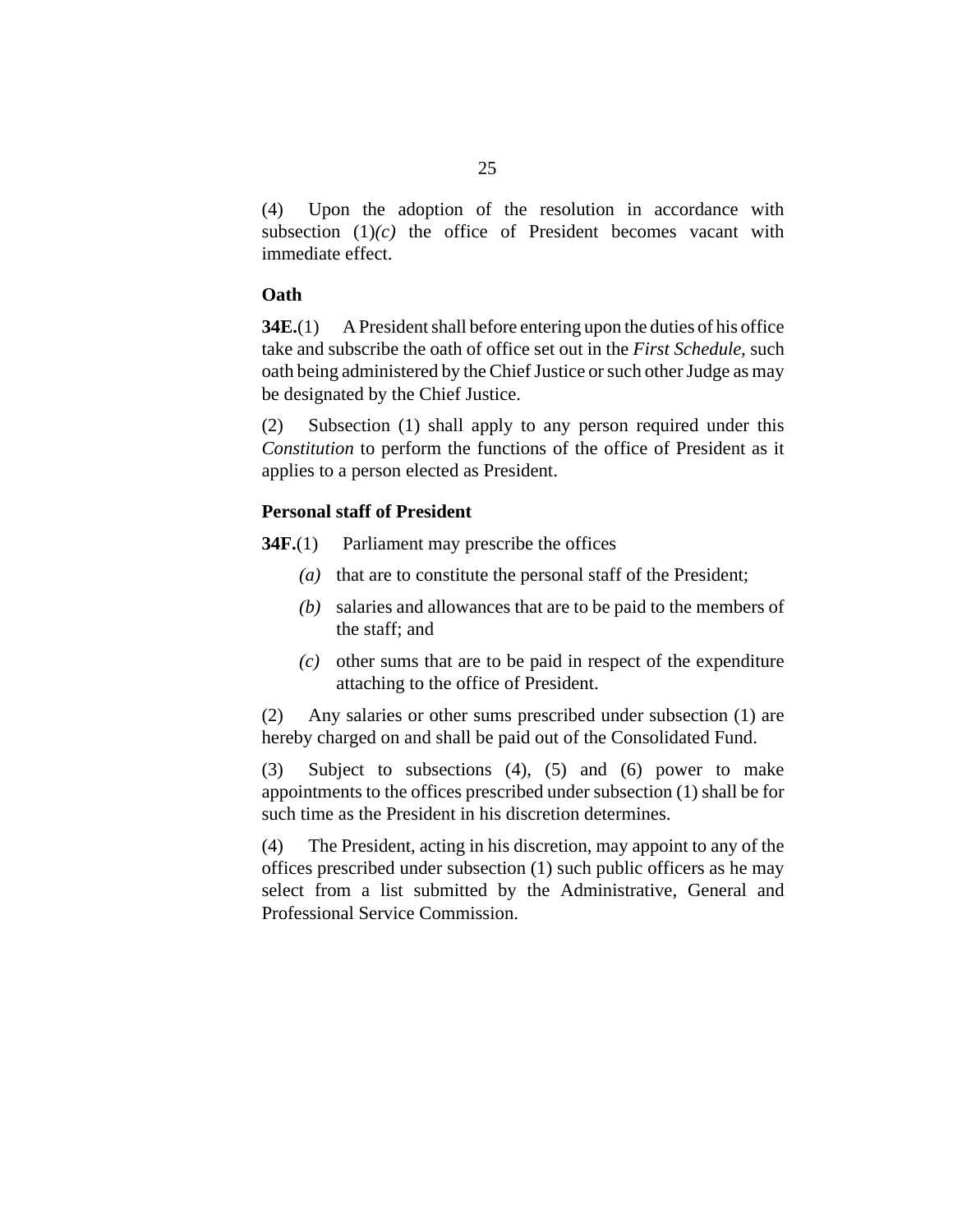(4) Upon the adoption of the resolution in accordance with subsection (1)*(c)* the office of President becomes vacant with immediate effect.

**Oath**

**34E.**(1) A President shall before entering upon the duties of his office take and subscribe the oath of office set out in the *First Schedule*, such oath being administered by the Chief Justice or such other Judge as may be designated by the Chief Justice.

(2) Subsection (1) shall apply to any person required under this *Constitution* to perform the functions of the office of President as it applies to a person elected as President.

**Personal staff of President**

**34F.**(1) Parliament may prescribe the offices

- *(a)* that are to constitute the personal staff of the President;
- *(b)* salaries and allowances that are to be paid to the members of the staff; and
- *(c)* other sums that are to be paid in respect of the expenditure attaching to the office of President.

(2) Any salaries or other sums prescribed under subsection (1) are hereby charged on and shall be paid out of the Consolidated Fund.

(3) Subject to subsections (4), (5) and (6) power to make appointments to the offices prescribed under subsection (1) shall be for such time as the President in his discretion determines.

(4) The President, acting in his discretion, may appoint to any of the offices prescribed under subsection (1) such public officers as he may select from a list submitted by the Administrative, General and Professional Service Commission.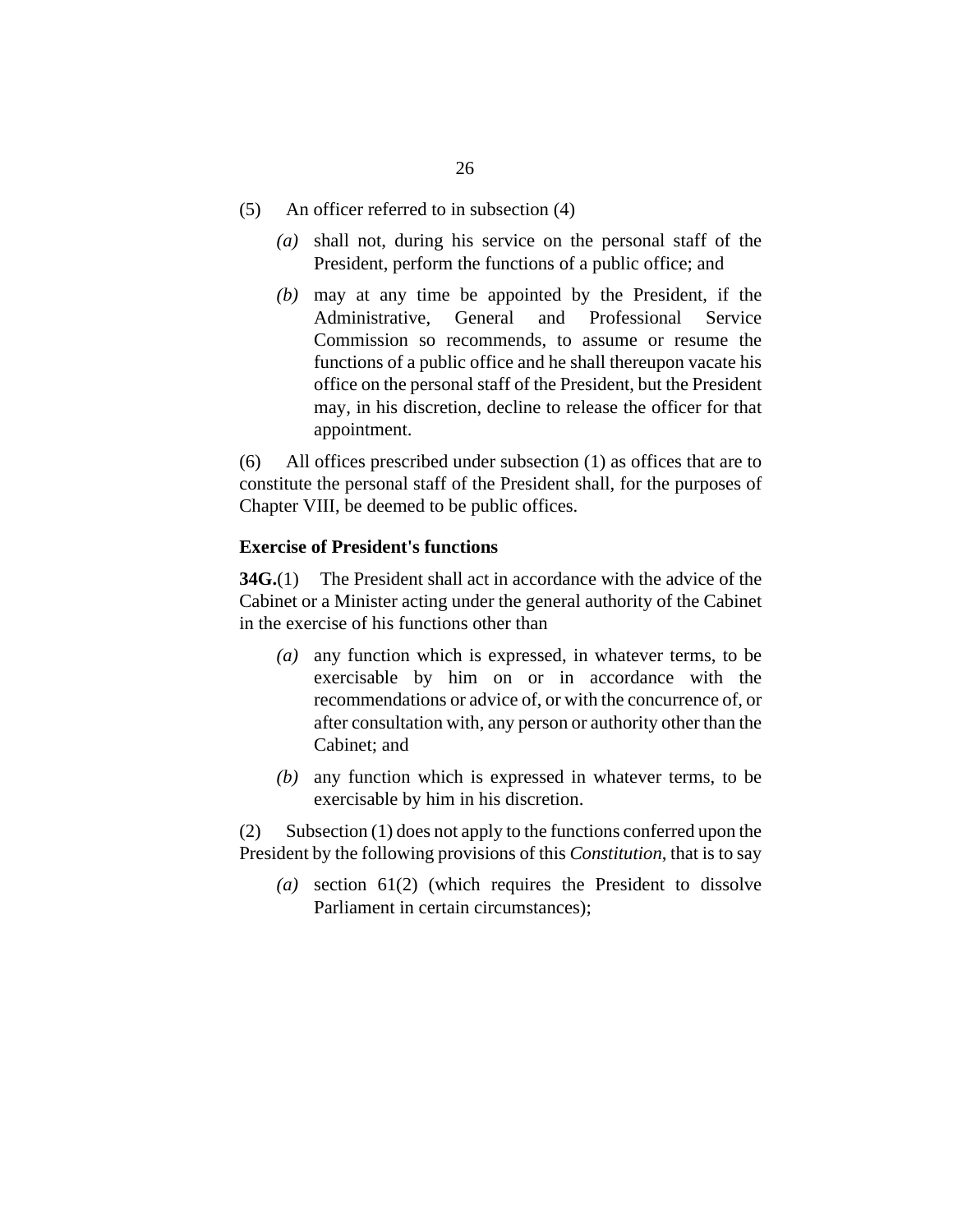(5) An officer referred to in subsection (4)

*(a)* shall not, during his service on the personal staff of the President, perform the functions of a public office; and

*(b)* may at any time be appointed by the President, if the Administrative, General and Professional Service Commission so recommends, to assume or resume the functions of a public office and he shall thereupon vacate his office on the personal staff of the President, but the President may, in his discretion, decline to release the officer for that appointment.

(6) All offices prescribed under subsection (1) as offices that are to constitute the personal staff of the President shall, for the purposes of Chapter VIII, be deemed to be public offices.

**Exercise of President's functions**

**34G.**(1) The President shall act in accordance with the advice of the Cabinet or a Minister acting under the general authority of the Cabinet in the exercise of his functions other than

*(a)* any function which is expressed, in whatever terms, to be exercisable by him on or in accordance with the recommendations or advice of, or with the concurrence of, or after consultation with, any person or authority other than the Cabinet; and

*(b)* any function which is expressed in whatever terms, to be exercisable by him in his discretion.

(2) Subsection (1) does not apply to the functions conferred upon the President by the following provisions of this *Constitution*, that is to say

*(a)* section 61(2) (which requires the President to dissolve Parliament in certain circumstances);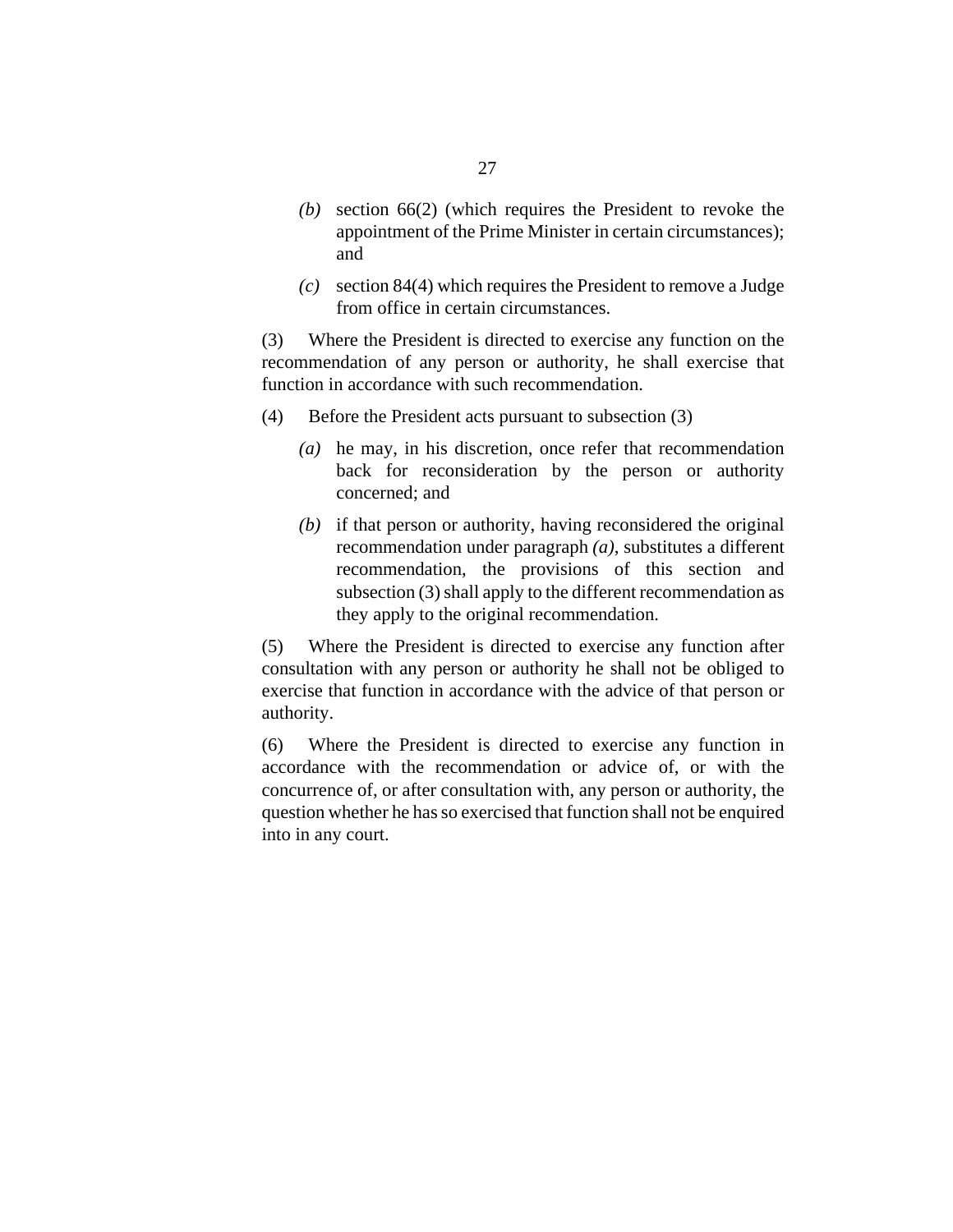(b) section 66(2) (which requires the President to revoke the appointment of the Prime Minister in certain circumstances); and

(c) section 84(4) which requires the President to remove a Judge from office in certain circumstances.

(3) Where the President is directed to exercise any function on the recommendation of any person or authority, he shall exercise that function in accordance with such recommendation.

(4) Before the President acts pursuant to subsection (3)

(a) he may, in his discretion, once refer that recommendation back for reconsideration by the person or authority concerned; and

(b) if that person or authority, having reconsidered the original recommendation under paragraph *(a)*, substitutes a different recommendation, the provisions of this section and subsection (3) shall apply to the different recommendation as they apply to the original recommendation.

(5) Where the President is directed to exercise any function after consultation with any person or authority he shall not be obliged to exercise that function in accordance with the advice of that person or authority.

(6) Where the President is directed to exercise any function in accordance with the recommendation or advice of, or with the concurrence of, or after consultation with, any person or authority, the question whether he has so exercised that function shall not be enquired into in any court.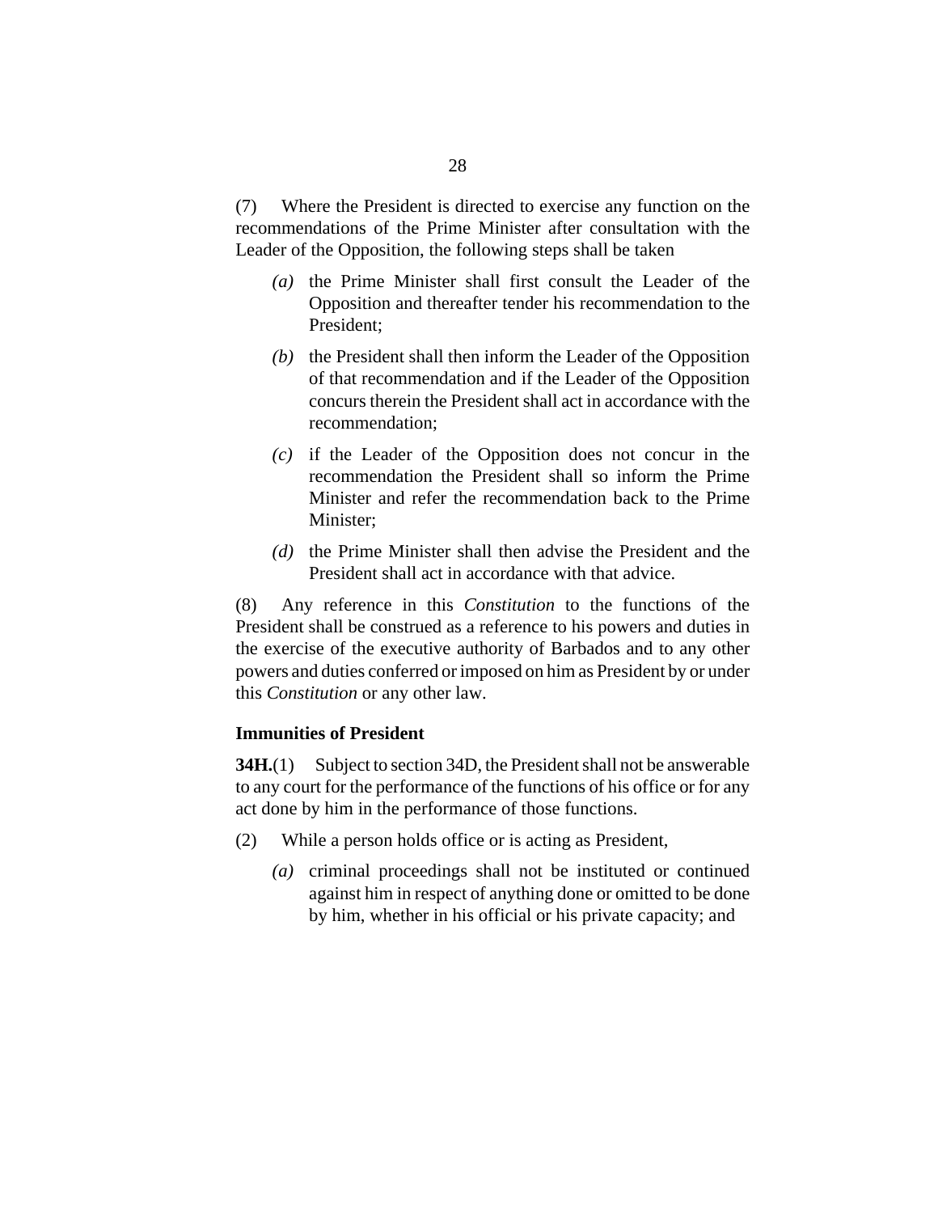(7) Where the President is directed to exercise any function on the recommendations of the Prime Minister after consultation with the Leader of the Opposition, the following steps shall be taken

- *(a)* the Prime Minister shall first consult the Leader of the Opposition and thereafter tender his recommendation to the President;
- *(b)* the President shall then inform the Leader of the Opposition of that recommendation and if the Leader of the Opposition concurs therein the President shall act in accordance with the recommendation;
- *(c)* if the Leader of the Opposition does not concur in the recommendation the President shall so inform the Prime Minister and refer the recommendation back to the Prime Minister;
- *(d)* the Prime Minister shall then advise the President and the President shall act in accordance with that advice.

(8) Any reference in this *Constitution* to the functions of the President shall be construed as a reference to his powers and duties in the exercise of the executive authority of Barbados and to any other powers and duties conferred or imposed on him as President by or under this *Constitution* or any other law.

**Immunities of President**

**34H.**(1) Subject to section 34D, the President shall not be answerable to any court for the performance of the functions of his office or for any act done by him in the performance of those functions.

(2) While a person holds office or is acting as President,

- *(a)* criminal proceedings shall not be instituted or continued against him in respect of anything done or omitted to be done by him, whether in his official or his private capacity; and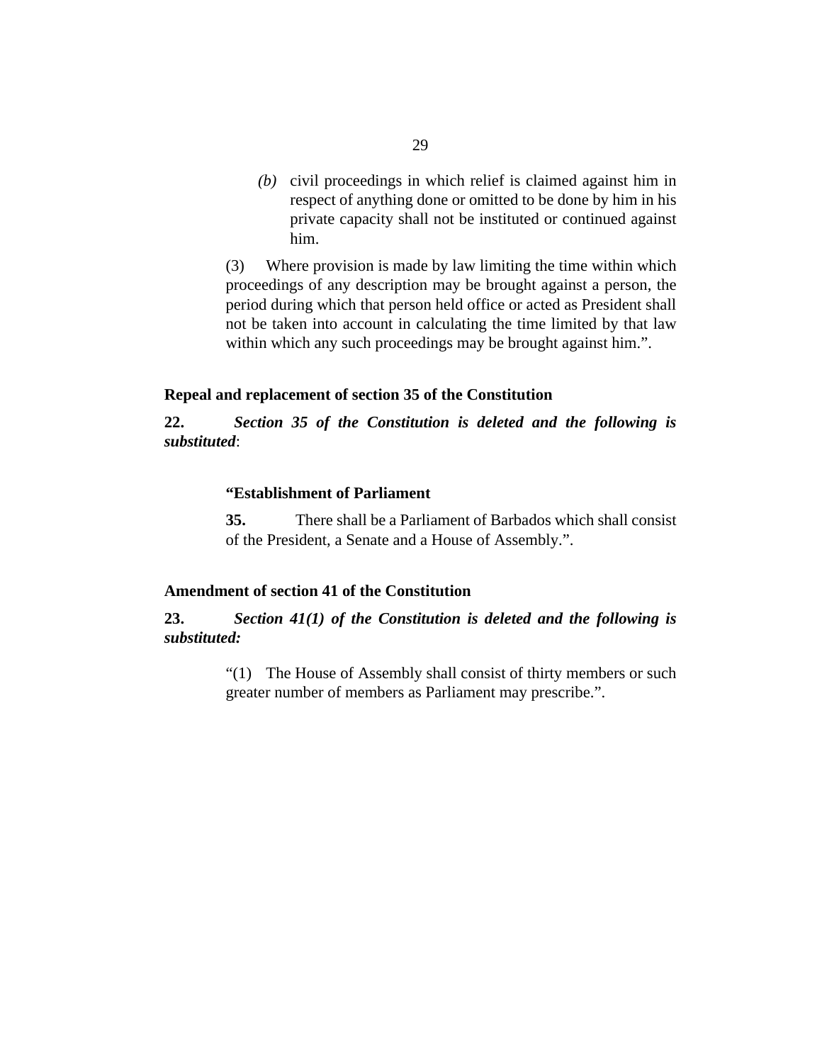*(b)* civil proceedings in which relief is claimed against him in respect of anything done or omitted to be done by him in his private capacity shall not be instituted or continued against him.

(3) Where provision is made by law limiting the time within which proceedings of any description may be brought against a person, the period during which that person held office or acted as President shall not be taken into account in calculating the time limited by that law within which any such proceedings may be brought against him.".

**Repeal and replacement of section 35 of the Constitution**

**22.** ***Section 35 of the Constitution is deleted and the following is substituted***:

**"Establishment of Parliament**

**35.** There shall be a Parliament of Barbados which shall consist of the President, a Senate and a House of Assembly.".

**Amendment of section 41 of the Constitution**

**23.** ***Section 41(1) of the Constitution is deleted and the following is substituted:***

"(1) The House of Assembly shall consist of thirty members or such greater number of members as Parliament may prescribe.".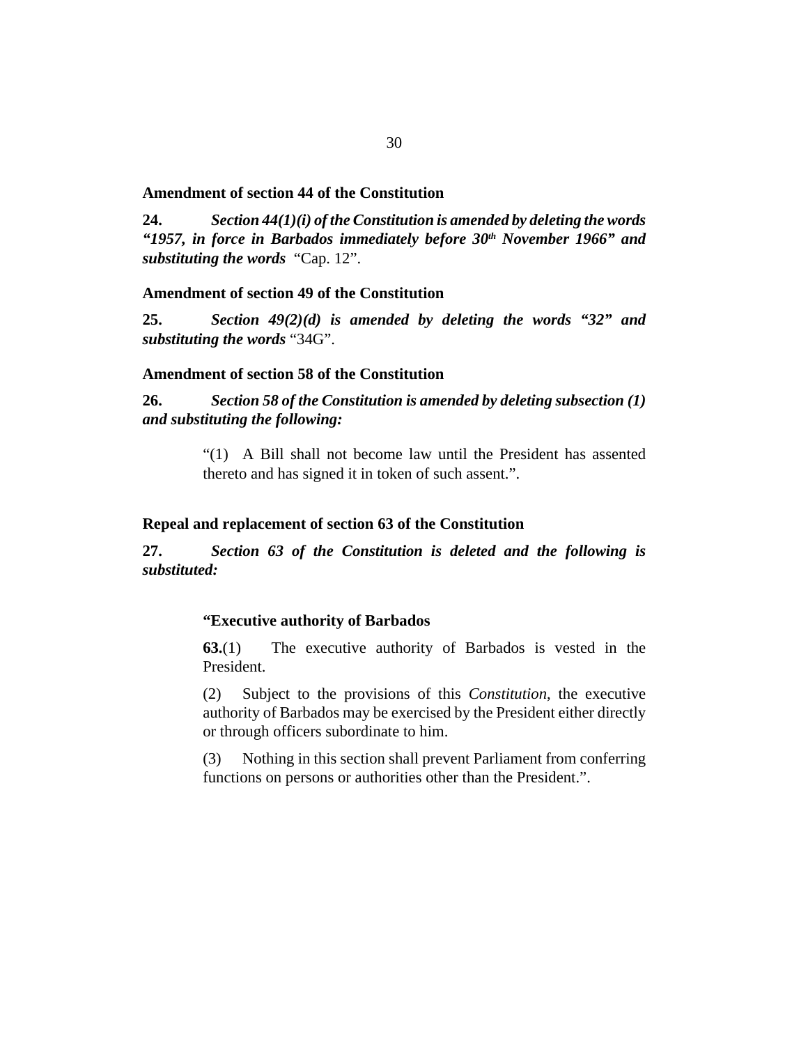**Amendment of section 44 of the Constitution**

**24.** *Section 44(1)(i) of the Constitution is amended by deleting the words "1957, in force in Barbados immediately before 30th November 1966" and substituting the words* "Cap. 12".

**Amendment of section 49 of the Constitution**

**25.** *Section 49(2)(d) is amended by deleting the words "32" and substituting the words* "34G".

**Amendment of section 58 of the Constitution**

**26.** *Section 58 of the Constitution is amended by deleting subsection (1) and substituting the following:*

> "(1) A Bill shall not become law until the President has assented thereto and has signed it in token of such assent.".

**Repeal and replacement of section 63 of the Constitution**

**27.** *Section 63 of the Constitution is deleted and the following is substituted:*

> **"Executive authority of Barbados**
>
> **63.**(1) The executive authority of Barbados is vested in the President.
>
> (2) Subject to the provisions of this *Constitution*, the executive authority of Barbados may be exercised by the President either directly or through officers subordinate to him.
>
> (3) Nothing in this section shall prevent Parliament from conferring functions on persons or authorities other than the President.".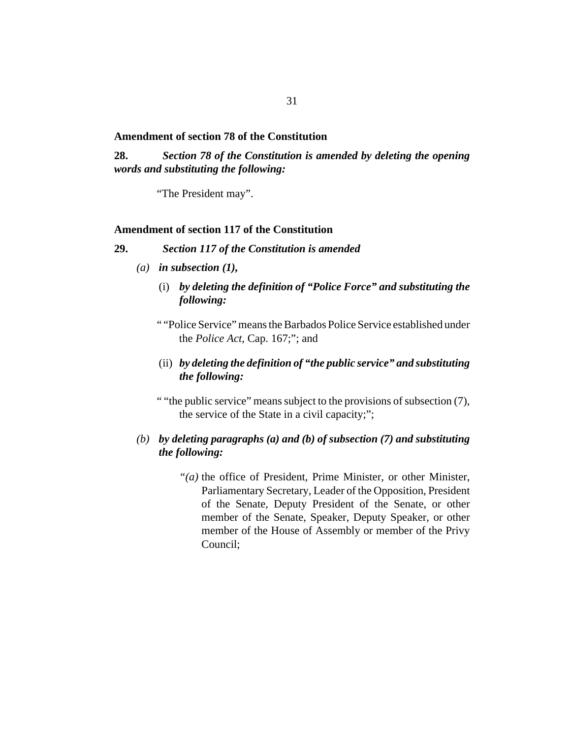### Amendment of section 78 of the Constitution

**28.** ***Section 78 of the Constitution is amended by deleting the opening words and substituting the following:***

"The President may".

### Amendment of section 117 of the Constitution

**29.** ***Section 117 of the Constitution is amended***

*(a)* ***in subsection (1),***

(i) ***by deleting the definition of "Police Force" and substituting the following:***

" "Police Service" means the Barbados Police Service established under the *Police Act*, Cap. 167;"; and

(ii) ***by deleting the definition of "the public service" and substituting the following:***

" "the public service" means subject to the provisions of subsection (7), the service of the State in a civil capacity;";

*(b)* ***by deleting paragraphs (a) and (b) of subsection (7) and substituting the following:***

"*(a)* the office of President, Prime Minister, or other Minister, Parliamentary Secretary, Leader of the Opposition, President of the Senate, Deputy President of the Senate, or other member of the Senate, Speaker, Deputy Speaker, or other member of the House of Assembly or member of the Privy Council;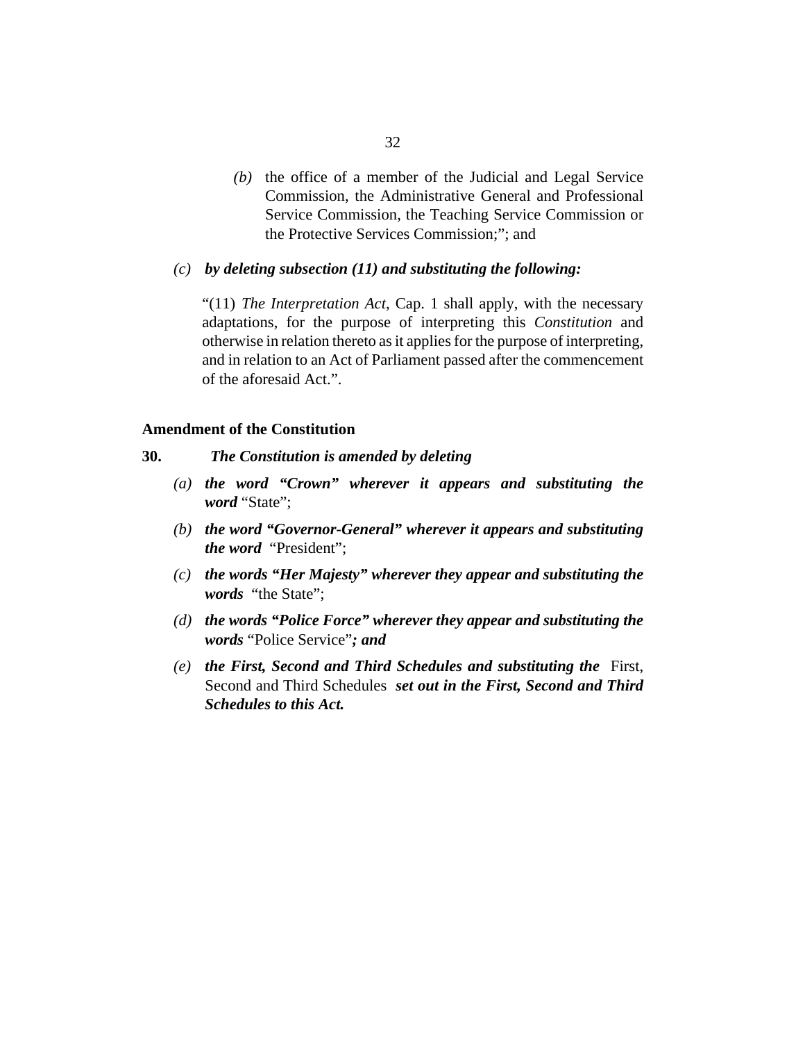(b) the office of a member of the Judicial and Legal Service Commission, the Administrative General and Professional Service Commission, the Teaching Service Commission or the Protective Services Commission;"; and

(c) ***by deleting subsection (11) and substituting the following:***

"(11) *The Interpretation Act*, Cap. 1 shall apply, with the necessary adaptations, for the purpose of interpreting this *Constitution* and otherwise in relation thereto as it applies for the purpose of interpreting, and in relation to an Act of Parliament passed after the commencement of the aforesaid Act.".

**Amendment of the Constitution**

**30.** ***The Constitution is amended by deleting***

(a) ***the word "Crown" wherever it appears and substituting the word*** "State";

(b) ***the word "Governor-General" wherever it appears and substituting the word*** "President";

(c) ***the words "Her Majesty" wherever they appear and substituting the words*** "the State";

(d) ***the words "Police Force" wherever they appear and substituting the words*** "Police Service"***; and***

(e) ***the First, Second and Third Schedules and substituting the*** First, Second and Third Schedules ***set out in the First, Second and Third Schedules to this Act.***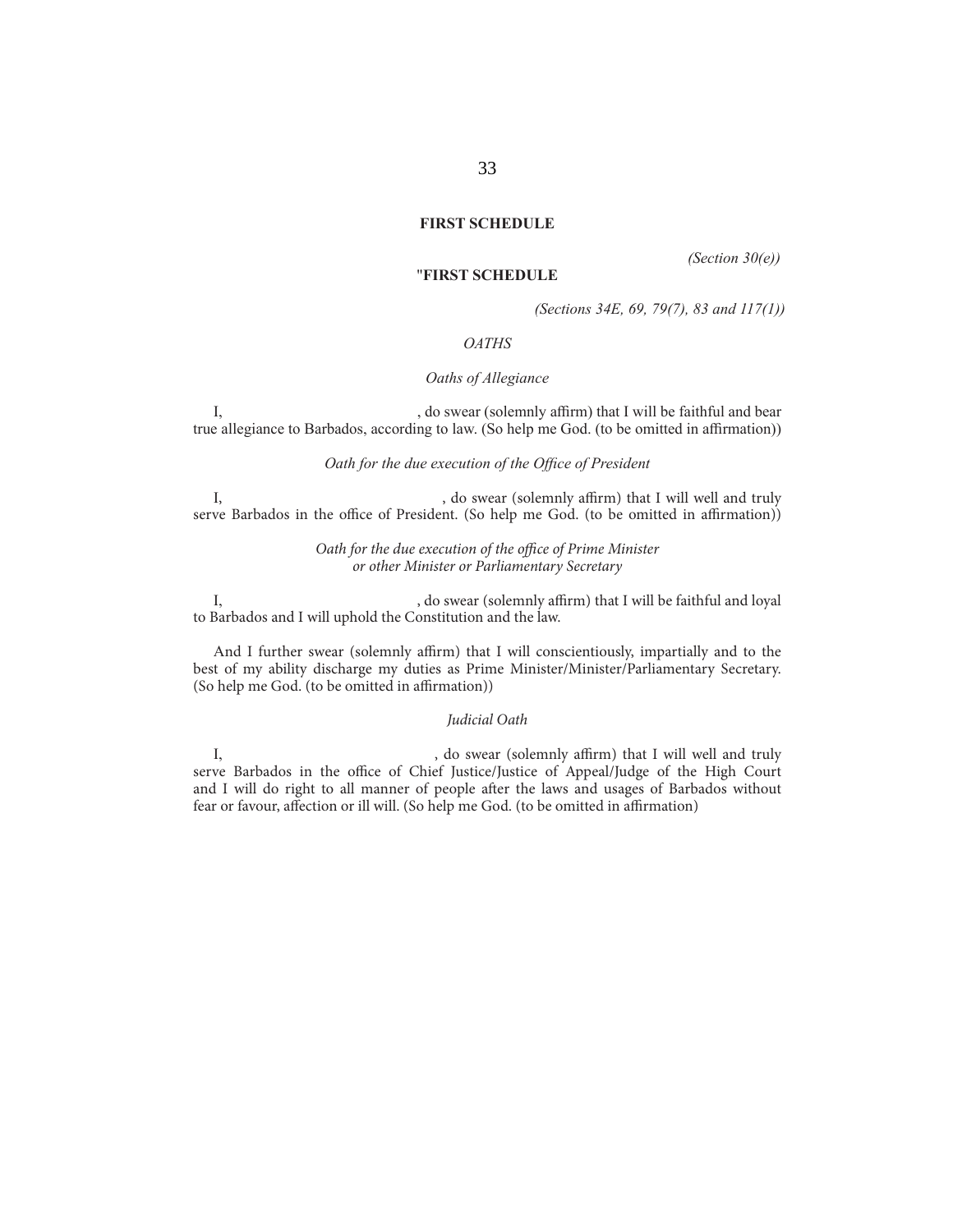## FIRST SCHEDULE

*(Section 30(e))*

## "FIRST SCHEDULE

*(Sections 34E, 69, 79(7), 83 and 117(1))*

*OATHS*

*Oaths of Allegiance*

I,                                    , do swear (solemnly affirm) that I will be faithful and bear true allegiance to Barbados, according to law. (So help me God. (to be omitted in affirmation))

*Oath for the due execution of the Office of President*

I,                                    , do swear (solemnly affirm) that I will well and truly serve Barbados in the office of President. (So help me God. (to be omitted in affirmation))

*Oath for the due execution of the office of Prime Minister or other Minister or Parliamentary Secretary*

I,                                    , do swear (solemnly affirm) that I will be faithful and loyal to Barbados and I will uphold the Constitution and the law.

And I further swear (solemnly affirm) that I will conscientiously, impartially and to the best of my ability discharge my duties as Prime Minister/Minister/Parliamentary Secretary. (So help me God. (to be omitted in affirmation))

*Judicial Oath*

I,                                    , do swear (solemnly affirm) that I will well and truly serve Barbados in the office of Chief Justice/Justice of Appeal/Judge of the High Court and I will do right to all manner of people after the laws and usages of Barbados without fear or favour, affection or ill will. (So help me God. (to be omitted in affirmation)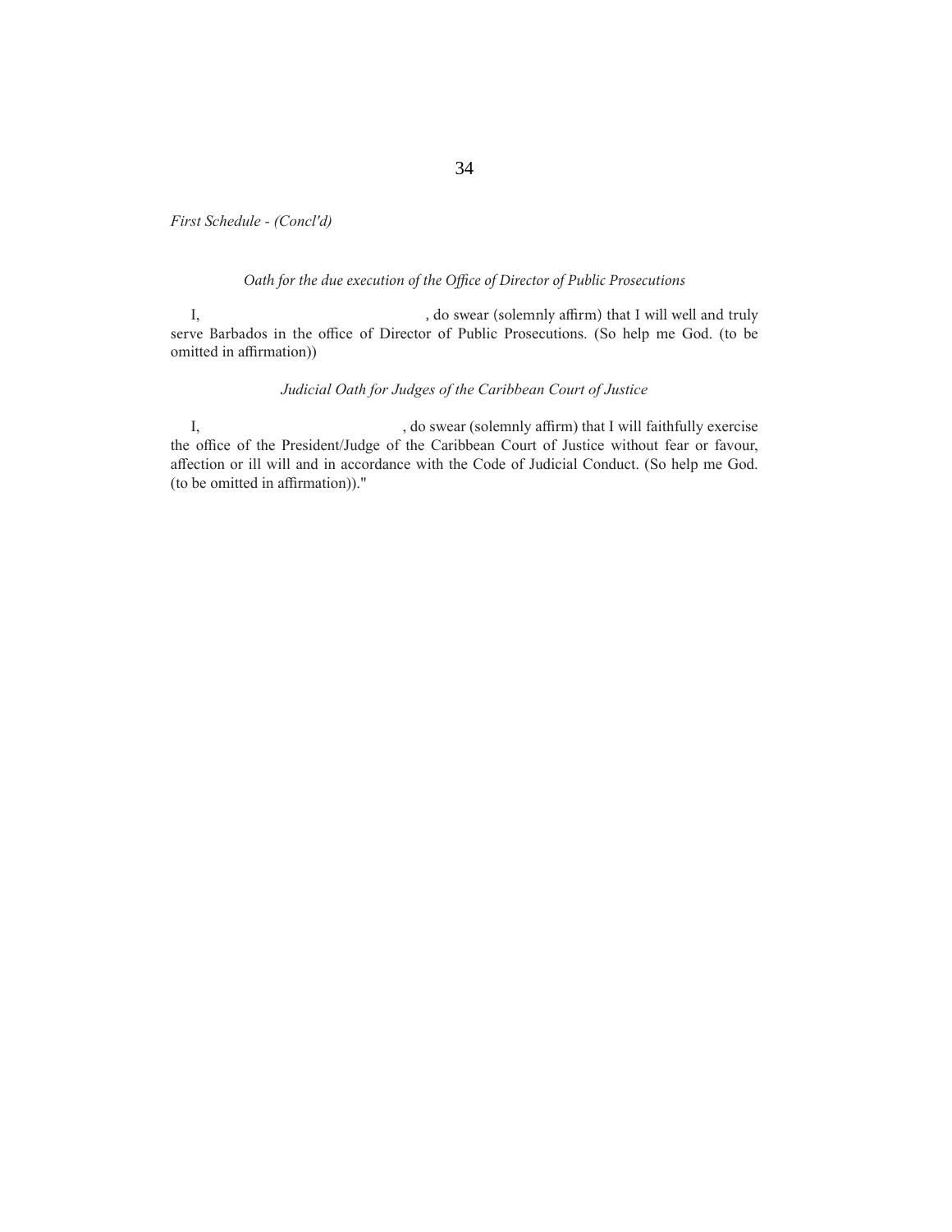*First Schedule - (Concl'd)*

*Oath for the due execution of the Office of Director of Public Prosecutions*

I, , do swear (solemnly affirm) that I will well and truly serve Barbados in the office of Director of Public Prosecutions. (So help me God. (to be omitted in affirmation))

*Judicial Oath for Judges of the Caribbean Court of Justice*

I, , do swear (solemnly affirm) that I will faithfully exercise the office of the President/Judge of the Caribbean Court of Justice without fear or favour, affection or ill will and in accordance with the Code of Judicial Conduct. (So help me God. (to be omitted in affirmation))."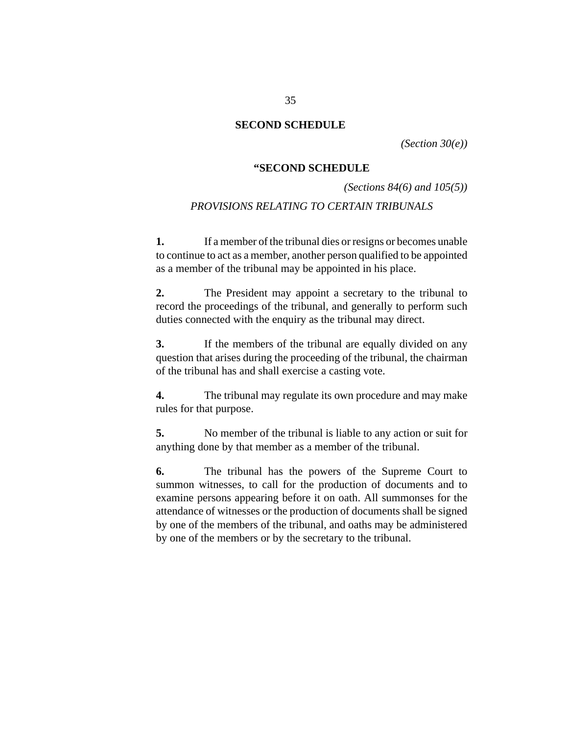## SECOND SCHEDULE

*(Section 30(e))*

## "SECOND SCHEDULE

*(Sections 84(6) and 105(5))*

*PROVISIONS RELATING TO CERTAIN TRIBUNALS*

**1.** If a member of the tribunal dies or resigns or becomes unable to continue to act as a member, another person qualified to be appointed as a member of the tribunal may be appointed in his place.

**2.** The President may appoint a secretary to the tribunal to record the proceedings of the tribunal, and generally to perform such duties connected with the enquiry as the tribunal may direct.

**3.** If the members of the tribunal are equally divided on any question that arises during the proceeding of the tribunal, the chairman of the tribunal has and shall exercise a casting vote.

**4.** The tribunal may regulate its own procedure and may make rules for that purpose.

**5.** No member of the tribunal is liable to any action or suit for anything done by that member as a member of the tribunal.

**6.** The tribunal has the powers of the Supreme Court to summon witnesses, to call for the production of documents and to examine persons appearing before it on oath. All summonses for the attendance of witnesses or the production of documents shall be signed by one of the members of the tribunal, and oaths may be administered by one of the members or by the secretary to the tribunal.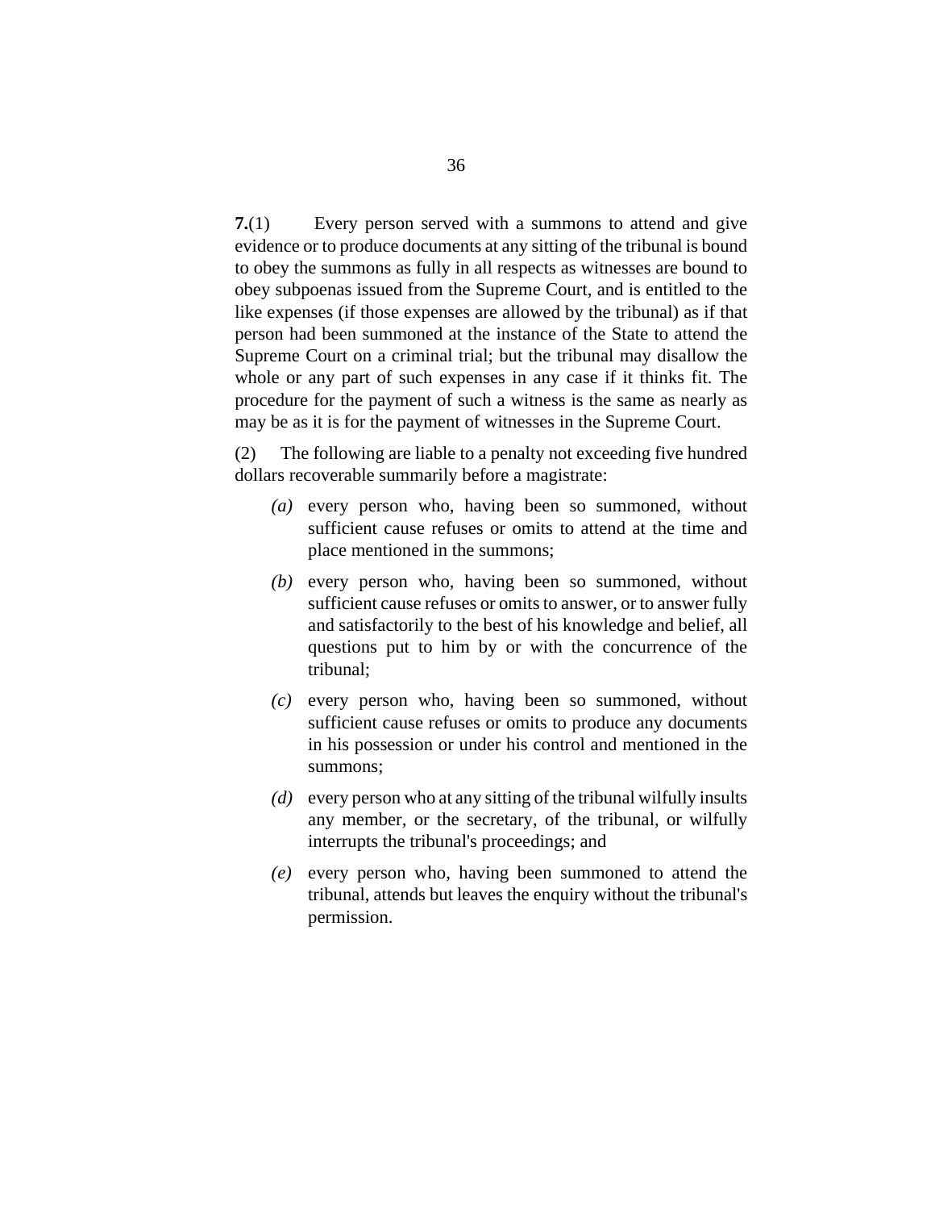**7.**(1) Every person served with a summons to attend and give evidence or to produce documents at any sitting of the tribunal is bound to obey the summons as fully in all respects as witnesses are bound to obey subpoenas issued from the Supreme Court, and is entitled to the like expenses (if those expenses are allowed by the tribunal) as if that person had been summoned at the instance of the State to attend the Supreme Court on a criminal trial; but the tribunal may disallow the whole or any part of such expenses in any case if it thinks fit. The procedure for the payment of such a witness is the same as nearly as may be as it is for the payment of witnesses in the Supreme Court.

(2) The following are liable to a penalty not exceeding five hundred dollars recoverable summarily before a magistrate:

*(a)* every person who, having been so summoned, without sufficient cause refuses or omits to attend at the time and place mentioned in the summons;

*(b)* every person who, having been so summoned, without sufficient cause refuses or omits to answer, or to answer fully and satisfactorily to the best of his knowledge and belief, all questions put to him by or with the concurrence of the tribunal;

*(c)* every person who, having been so summoned, without sufficient cause refuses or omits to produce any documents in his possession or under his control and mentioned in the summons;

*(d)* every person who at any sitting of the tribunal wilfully insults any member, or the secretary, of the tribunal, or wilfully interrupts the tribunal's proceedings; and

*(e)* every person who, having been summoned to attend the tribunal, attends but leaves the enquiry without the tribunal's permission.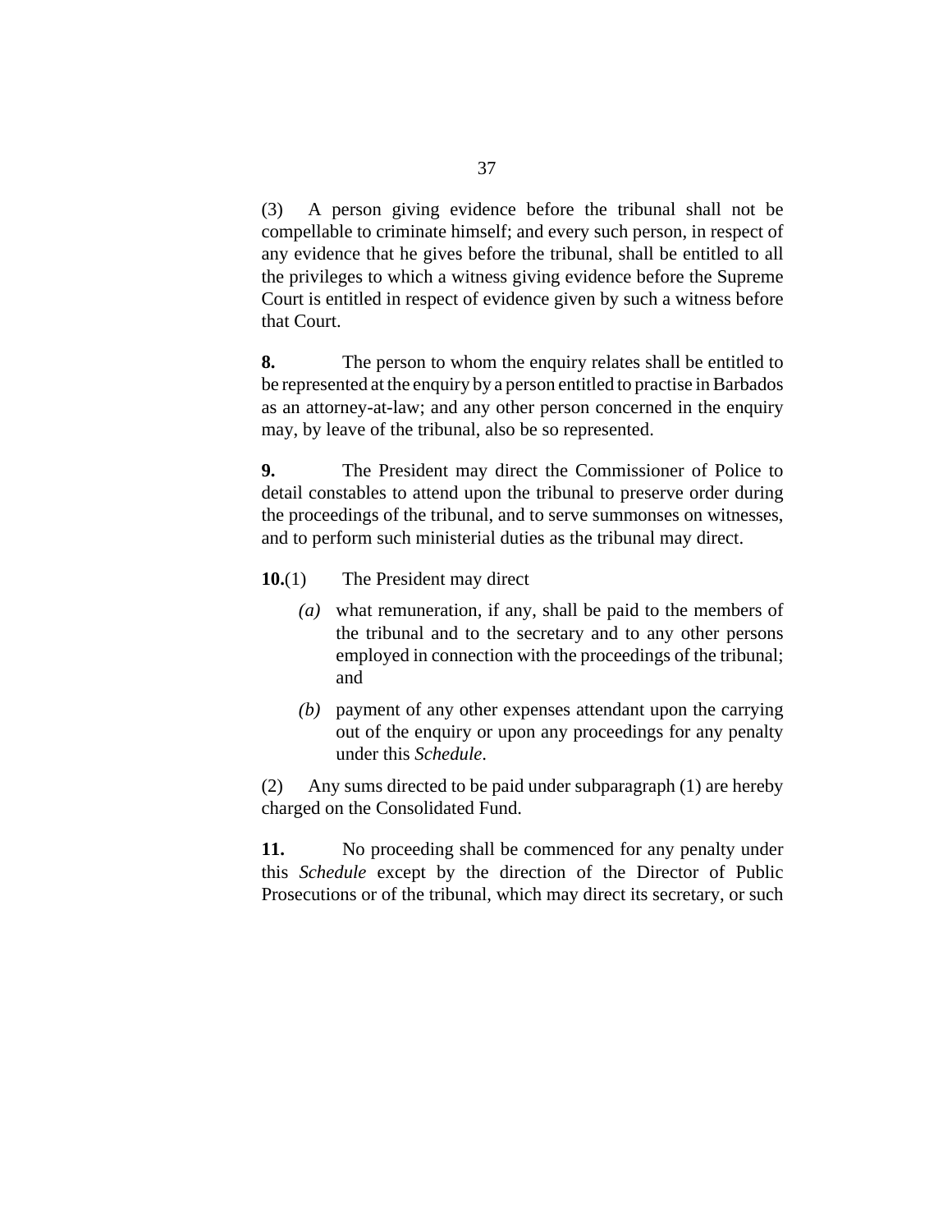(3) A person giving evidence before the tribunal shall not be compellable to criminate himself; and every such person, in respect of any evidence that he gives before the tribunal, shall be entitled to all the privileges to which a witness giving evidence before the Supreme Court is entitled in respect of evidence given by such a witness before that Court.

**8.** The person to whom the enquiry relates shall be entitled to be represented at the enquiry by a person entitled to practise in Barbados as an attorney-at-law; and any other person concerned in the enquiry may, by leave of the tribunal, also be so represented.

**9.** The President may direct the Commissioner of Police to detail constables to attend upon the tribunal to preserve order during the proceedings of the tribunal, and to serve summonses on witnesses, and to perform such ministerial duties as the tribunal may direct.

**10.**(1) The President may direct

*(a)* what remuneration, if any, shall be paid to the members of the tribunal and to the secretary and to any other persons employed in connection with the proceedings of the tribunal; and

*(b)* payment of any other expenses attendant upon the carrying out of the enquiry or upon any proceedings for any penalty under this *Schedule*.

(2) Any sums directed to be paid under subparagraph (1) are hereby charged on the Consolidated Fund.

**11.** No proceeding shall be commenced for any penalty under this *Schedule* except by the direction of the Director of Public Prosecutions or of the tribunal, which may direct its secretary, or such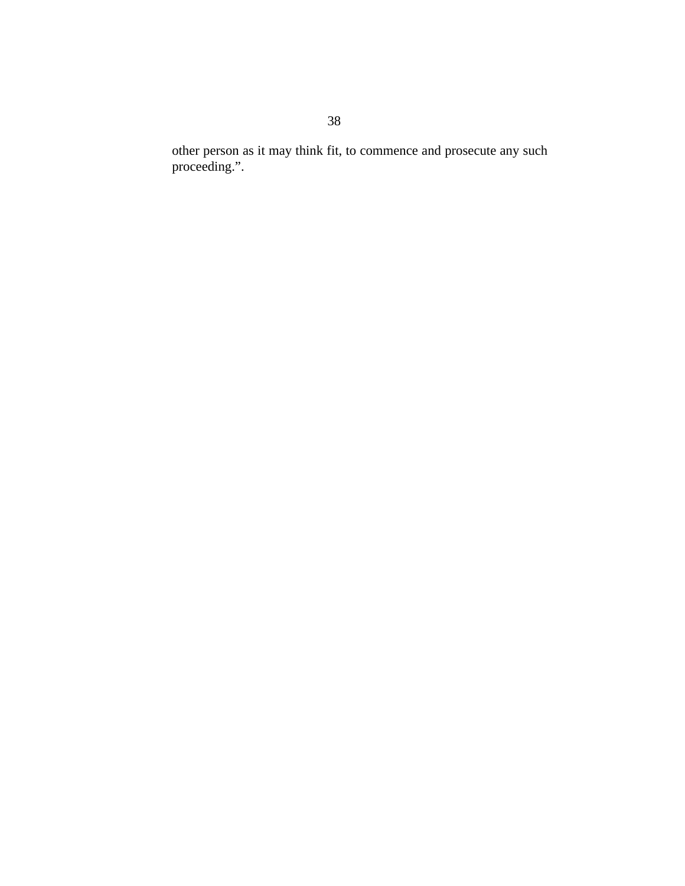other person as it may think fit, to commence and prosecute any such proceeding.”.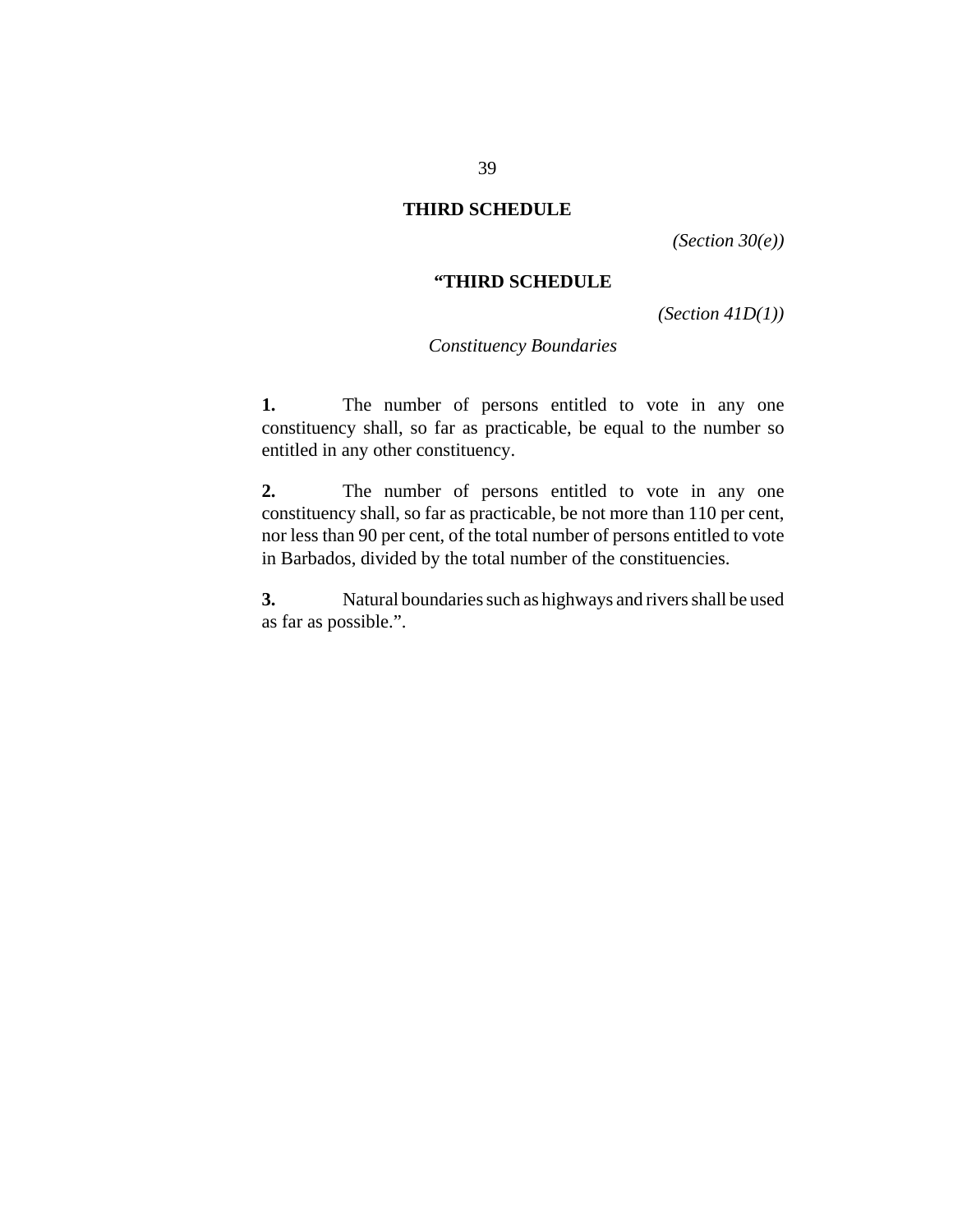## THIRD SCHEDULE

*(Section 30(e))*

## “THIRD SCHEDULE

*(Section 41D(1))*

*Constituency Boundaries*

**1.** The number of persons entitled to vote in any one constituency shall, so far as practicable, be equal to the number so entitled in any other constituency.

**2.** The number of persons entitled to vote in any one constituency shall, so far as practicable, be not more than 110 per cent, nor less than 90 per cent, of the total number of persons entitled to vote in Barbados, divided by the total number of the constituencies.

**3.** Natural boundaries such as highways and rivers shall be used as far as possible.”.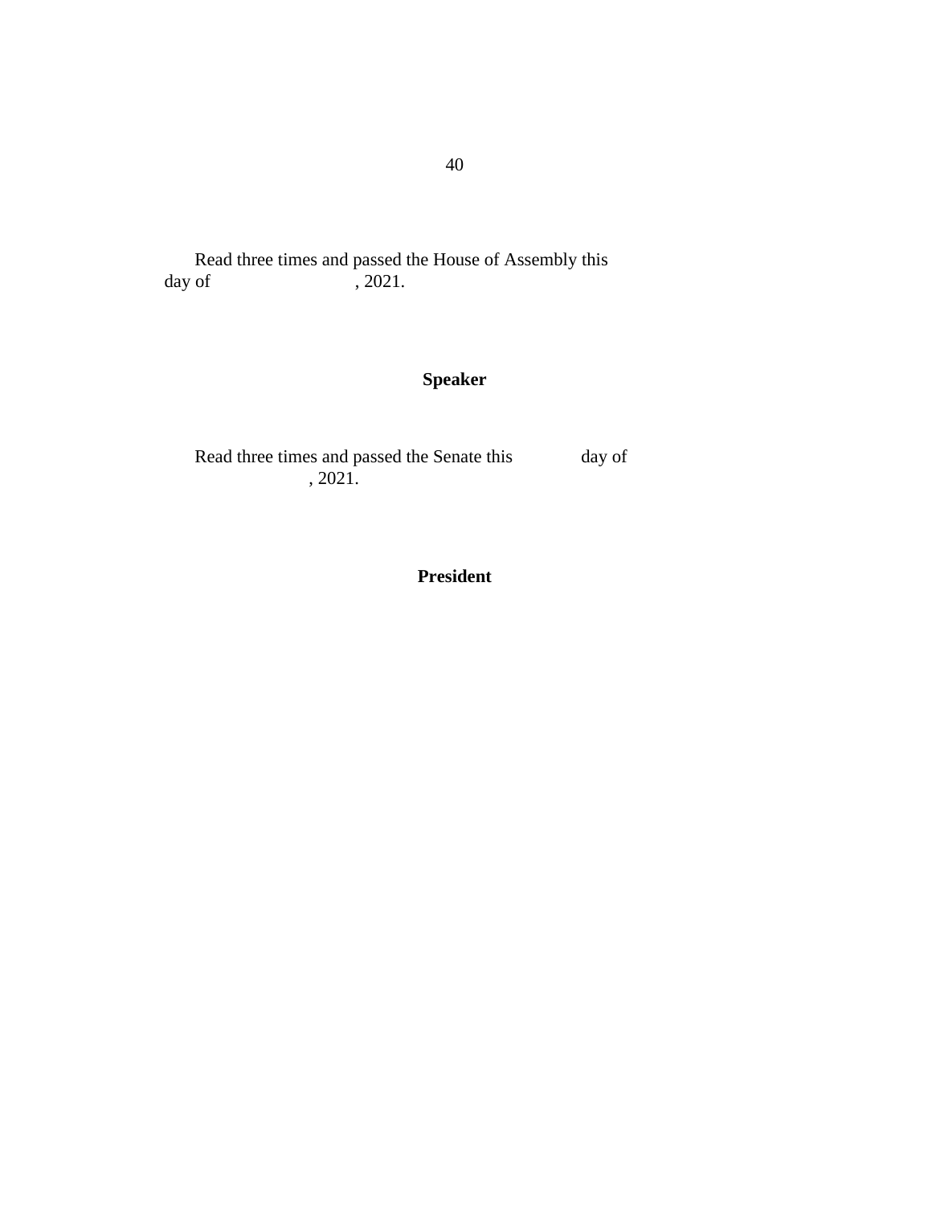Read three times and passed the House of Assembly this day of , 2021.

**Speaker**

Read three times and passed the Senate this day of , 2021.

**President**